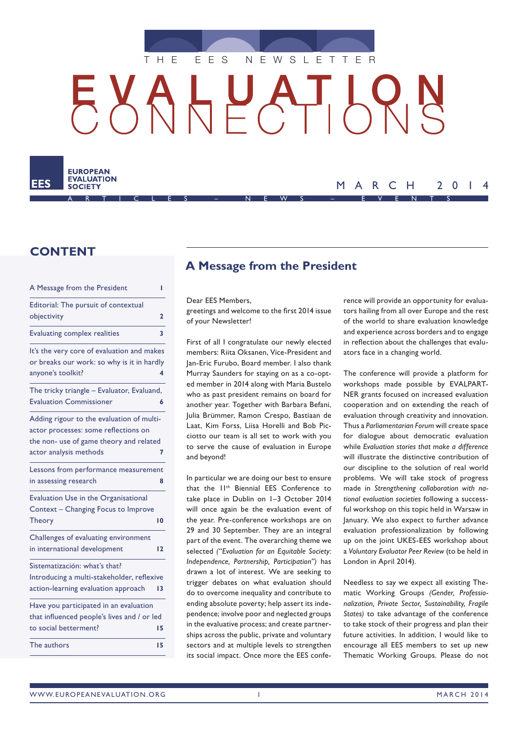THE EES NEWSLETTER

# EVALUATION CONNECTIONS

EUROPEAN EVALUATION SOCIETY

MARCH 2014

ARTICLES – NEWS – EVENTS

## CONTENT

| | |
|---|---|
| A Message from the President | 1 |
| Editorial: The pursuit of contextual objectivity | 2 |
| Evaluating complex realities | 3 |
| It's the very core of evaluation and makes or breaks our work: so why is it in hardly anyone's toolkit? | 4 |
| The tricky triangle – Evaluator, Evaluand, Evaluation Commissioner | 6 |
| Adding rigour to the evaluation of multi-actor processes: some reflections on the non- use of game theory and related actor analysis methods | 7 |
| Lessons from performance measurement in assessing research | 8 |
| Evaluation Use in the Organisational Context – Changing Focus to Improve Theory | 10 |
| Challenges of evaluating environment in international development | 12 |
| Sistematización: what's that? Introducing a multi-stakeholder, reflexive action-learning evaluation approach | 13 |
| Have you participated in an evaluation that influenced people's lives and / or led to social betterment? | 15 |
| The authors | 15 |

## A Message from the President

Dear EES Members,
greetings and welcome to the first 2014 issue of your Newsletter!

First of all I congratulate our newly elected members: Riita Oksanen, Vice-President and Jan-Eric Furubo, Board member. I also thank Murray Saunders for staying on as a co-opted member in 2014 along with Maria Bustelo who as past president remains on board for another year. Together with Barbara Befani, Julia Brümmer, Ramon Crespo, Bastiaan de Laat, Kim Forss, Liisa Horelli and Bob Picciotto our team is all set to work with you to serve the cause of evaluation in Europe and beyond!

In particular we are doing our best to ensure that the 11th Biennial EES Conference to take place in Dublin on 1–3 October 2014 will once again be the evaluation event of the year. Pre-conference workshops are on 29 and 30 September. They are an integral part of the event. The overarching theme we selected *("Evaluation for an Equitable Society: Independence, Partnership, Participation")* has drawn a lot of interest. We are seeking to trigger debates on what evaluation should do to overcome inequality and contribute to ending absolute poverty; help assert its independence; involve poor and neglected groups in the evaluative process; and create partnerships across the public, private and voluntary sectors and at multiple levels to strengthen its social impact. Once more the EES conference will provide an opportunity for evaluators hailing from all over Europe and the rest of the world to share evaluation knowledge and experience across borders and to engage in reflection about the challenges that evaluators face in a changing world.

The conference will provide a platform for workshops made possible by EVALPARTNER grants focused on increased evaluation cooperation and on extending the reach of evaluation through creativity and innovation. Thus a *Parliamentarian Forum* will create space for dialogue about democratic evaluation while *Evaluation stories that make a difference* will illustrate the distinctive contribution of our discipline to the solution of real world problems. We will take stock of progress made in *Strengthening collaboration with national evaluation societies* following a successful workshop on this topic held in Warsaw in January. We also expect to further advance evaluation professionalization by following up on the joint UKES-EES workshop about a *Voluntary Evaluator Peer Review* (to be held in London in April 2014).

Needless to say we expect all existing Thematic Working Groups *(Gender, Professionalization, Private Sector, Sustainability, Fragile States)* to take advantage of the conference to take stock of their progress and plan their future activities. In addition, I would like to encourage all EES members to set up new Thematic Working Groups. Please do not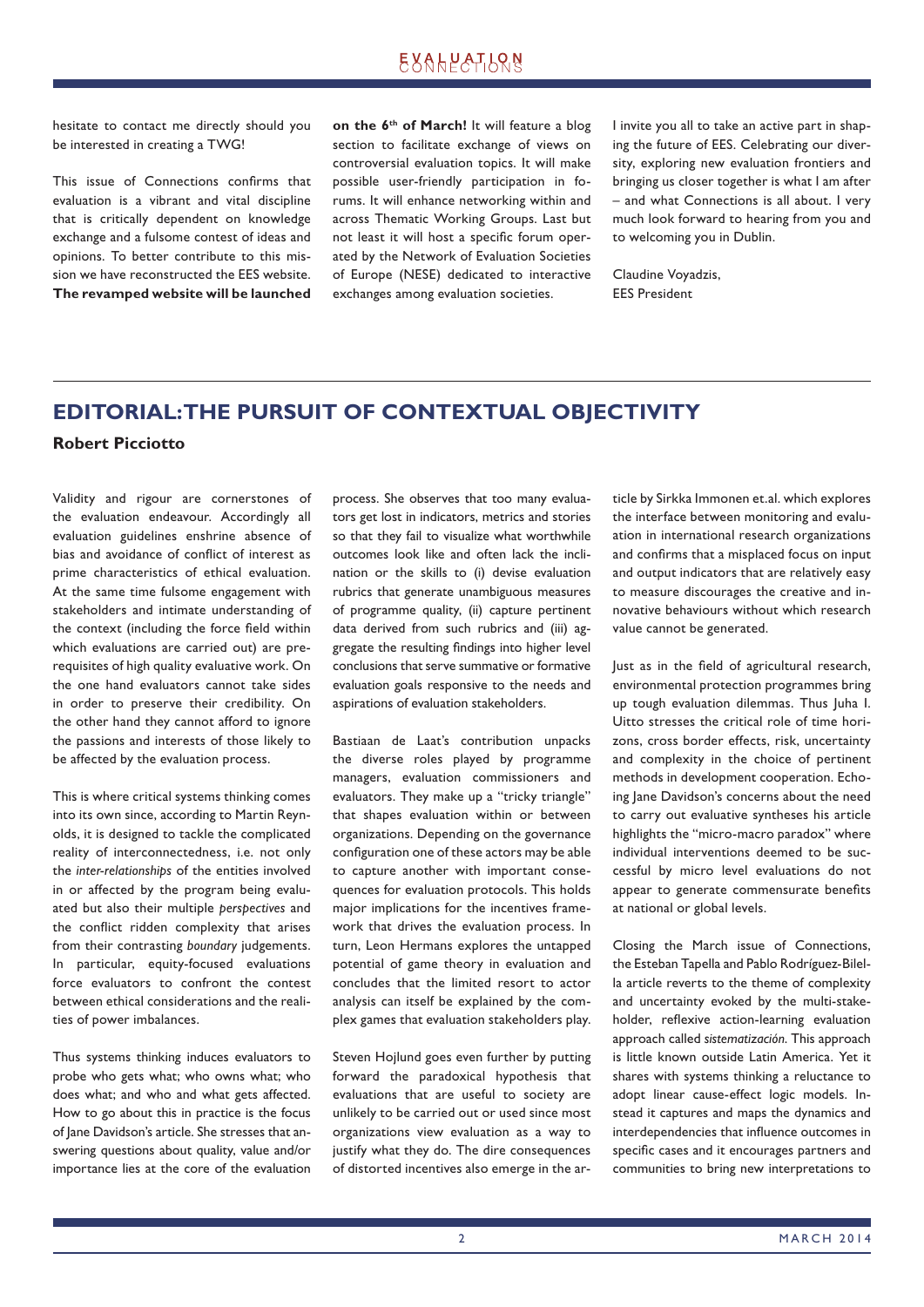hesitate to contact me directly should you be interested in creating a TWG!

This issue of Connections confirms that evaluation is a vibrant and vital discipline that is critically dependent on knowledge exchange and a fulsome contest of ideas and opinions. To better contribute to this mission we have reconstructed the EES website. **The revamped website will be launched on the 6th of March!** It will feature a blog section to facilitate exchange of views on controversial evaluation topics. It will make possible user-friendly participation in forums. It will enhance networking within and across Thematic Working Groups. Last but not least it will host a specific forum operated by the Network of Evaluation Societies of Europe (NESE) dedicated to interactive exchanges among evaluation societies.

I invite you all to take an active part in shaping the future of EES. Celebrating our diversity, exploring new evaluation frontiers and bringing us closer together is what I am after – and what Connections is all about. I very much look forward to hearing from you and to welcoming you in Dublin.

Claudine Voyadzis,
EES President

## EDITORIAL: THE PURSUIT OF CONTEXTUAL OBJECTIVITY

**Robert Picciotto**

Validity and rigour are cornerstones of the evaluation endeavour. Accordingly all evaluation guidelines enshrine absence of bias and avoidance of conflict of interest as prime characteristics of ethical evaluation. At the same time fulsome engagement with stakeholders and intimate understanding of the context (including the force field within which evaluations are carried out) are prerequisites of high quality evaluative work. On the one hand evaluators cannot take sides in order to preserve their credibility. On the other hand they cannot afford to ignore the passions and interests of those likely to be affected by the evaluation process.

This is where critical systems thinking comes into its own since, according to Martin Reynolds, it is designed to tackle the complicated reality of interconnectedness, i.e. not only the *inter-relationships* of the entities involved in or affected by the program being evaluated but also their multiple *perspectives* and the conflict ridden complexity that arises from their contrasting *boundary* judgements. In particular, equity-focused evaluations force evaluators to confront the contest between ethical considerations and the realities of power imbalances.

Thus systems thinking induces evaluators to probe who gets what; who owns what; who does what; and who and what gets affected. How to go about this in practice is the focus of Jane Davidson's article. She stresses that answering questions about quality, value and/or importance lies at the core of the evaluation process. She observes that too many evaluators get lost in indicators, metrics and stories so that they fail to visualize what worthwhile outcomes look like and often lack the inclination or the skills to (i) devise evaluation rubrics that generate unambiguous measures of programme quality, (ii) capture pertinent data derived from such rubrics and (iii) aggregate the resulting findings into higher level conclusions that serve summative or formative evaluation goals responsive to the needs and aspirations of evaluation stakeholders.

Bastiaan de Laat's contribution unpacks the diverse roles played by programme managers, evaluation commissioners and evaluators. They make up a "tricky triangle" that shapes evaluation within or between organizations. Depending on the governance configuration one of these actors may be able to capture another with important consequences for evaluation protocols. This holds major implications for the incentives framework that drives the evaluation process. In turn, Leon Hermans explores the untapped potential of game theory in evaluation and concludes that the limited resort to actor analysis can itself be explained by the complex games that evaluation stakeholders play.

Steven Hojlund goes even further by putting forward the paradoxical hypothesis that evaluations that are useful to society are unlikely to be carried out or used since most organizations view evaluation as a way to justify what they do. The dire consequences of distorted incentives also emerge in the article by Sirkka Immonen et.al. which explores the interface between monitoring and evaluation in international research organizations and confirms that a misplaced focus on input and output indicators that are relatively easy to measure discourages the creative and innovative behaviours without which research value cannot be generated.

Just as in the field of agricultural research, environmental protection programmes bring up tough evaluation dilemmas. Thus Juha I. Uitto stresses the critical role of time horizons, cross border effects, risk, uncertainty and complexity in the choice of pertinent methods in development cooperation. Echoing Jane Davidson's concerns about the need to carry out evaluative syntheses his article highlights the "micro-macro paradox" where individual interventions deemed to be successful by micro level evaluations do not appear to generate commensurate benefits at national or global levels.

Closing the March issue of Connections, the Esteban Tapella and Pablo Rodríguez-Bilella article reverts to the theme of complexity and uncertainty evoked by the multi-stakeholder, reflexive action-learning evaluation approach called *sistematización*. This approach is little known outside Latin America. Yet it shares with systems thinking a reluctance to adopt linear cause-effect logic models. Instead it captures and maps the dynamics and interdependencies that influence outcomes in specific cases and it encourages partners and communities to bring new interpretations to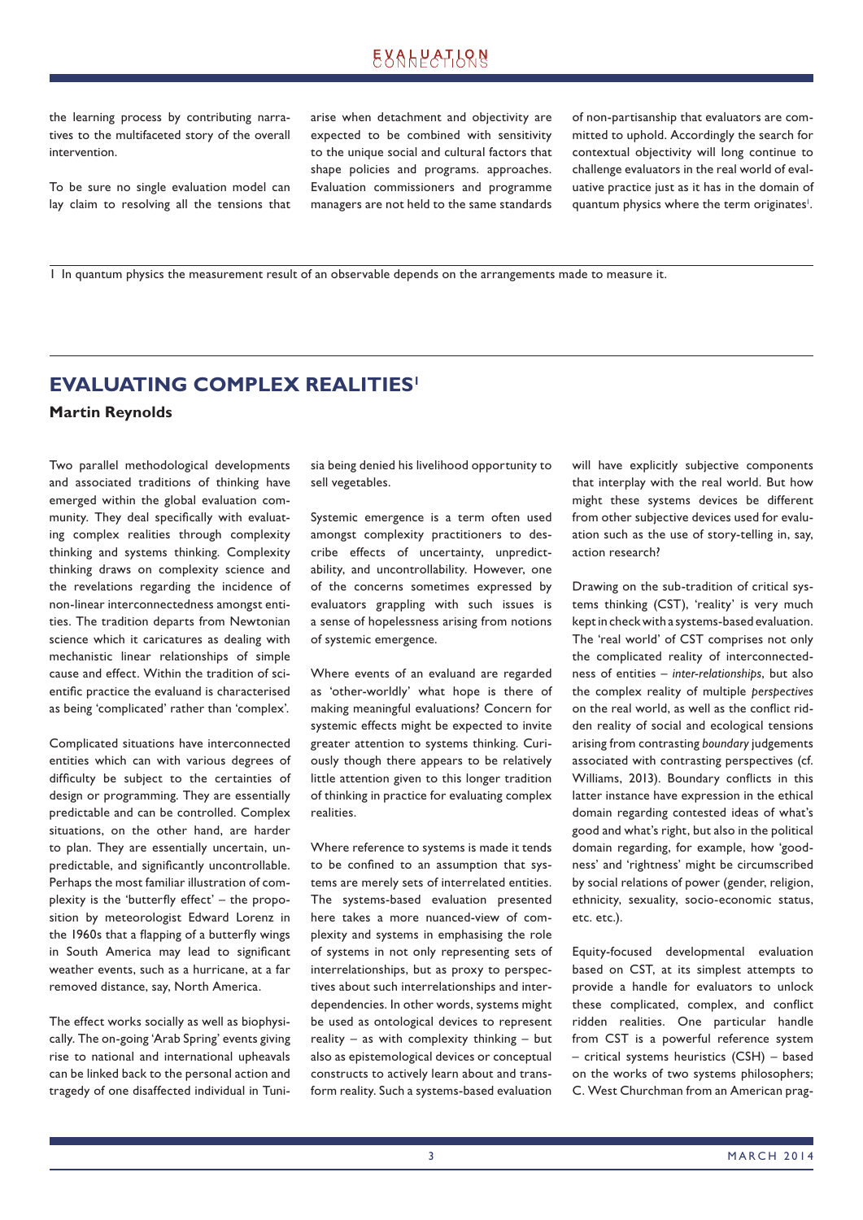the learning process by contributing narratives to the multifaceted story of the overall intervention.

To be sure no single evaluation model can lay claim to resolving all the tensions that arise when detachment and objectivity are expected to be combined with sensitivity to the unique social and cultural factors that shape policies and programs. approaches. Evaluation commissioners and programme managers are not held to the same standards of non-partisanship that evaluators are committed to uphold. Accordingly the search for contextual objectivity will long continue to challenge evaluators in the real world of evaluative practice just as it has in the domain of quantum physics where the term originates[1].

1 In quantum physics the measurement result of an observable depends on the arrangements made to measure it.

## EVALUATING COMPLEX REALITIES[1]

**Martin Reynolds**

Two parallel methodological developments and associated traditions of thinking have emerged within the global evaluation community. They deal specifically with evaluating complex realities through complexity thinking and systems thinking. Complexity thinking draws on complexity science and the revelations regarding the incidence of non-linear interconnectedness amongst entities. The tradition departs from Newtonian science which it caricatures as dealing with mechanistic linear relationships of simple cause and effect. Within the tradition of scientific practice the evaluand is characterised as being 'complicated' rather than 'complex'.

Complicated situations have interconnected entities which can with various degrees of difficulty be subject to the certainties of design or programming. They are essentially predictable and can be controlled. Complex situations, on the other hand, are harder to plan. They are essentially uncertain, unpredictable, and significantly uncontrollable. Perhaps the most familiar illustration of complexity is the 'butterfly effect' – the proposition by meteorologist Edward Lorenz in the 1960s that a flapping of a butterfly wings in South America may lead to significant weather events, such as a hurricane, at a far removed distance, say, North America.

The effect works socially as well as biophysically. The on-going 'Arab Spring' events giving rise to national and international upheavals can be linked back to the personal action and tragedy of one disaffected individual in Tunisia being denied his livelihood opportunity to sell vegetables.

Systemic emergence is a term often used amongst complexity practitioners to describe effects of uncertainty, unpredictability, and uncontrollability. However, one of the concerns sometimes expressed by evaluators grappling with such issues is a sense of hopelessness arising from notions of systemic emergence.

Where events of an evaluand are regarded as 'other-worldly' what hope is there of making meaningful evaluations? Concern for systemic effects might be expected to invite greater attention to systems thinking. Curiously though there appears to be relatively little attention given to this longer tradition of thinking in practice for evaluating complex realities.

Where reference to systems is made it tends to be confined to an assumption that systems are merely sets of interrelated entities. The systems-based evaluation presented here takes a more nuanced-view of complexity and systems in emphasising the role of systems in not only representing sets of interrelationships, but as proxy to perspectives about such interrelationships and interdependencies. In other words, systems might be used as ontological devices to represent reality – as with complexity thinking – but also as epistemological devices or conceptual constructs to actively learn about and transform reality. Such a systems-based evaluation will have explicitly subjective components that interplay with the real world. But how might these systems devices be different from other subjective devices used for evaluation such as the use of story-telling in, say, action research?

Drawing on the sub-tradition of critical systems thinking (CST), 'reality' is very much kept in check with a systems-based evaluation. The 'real world' of CST comprises not only the complicated reality of interconnectedness of entities – *inter-relationships*, but also the complex reality of multiple *perspectives* on the real world, as well as the conflict ridden reality of social and ecological tensions arising from contrasting *boundary* judgements associated with contrasting perspectives (cf. Williams, 2013). Boundary conflicts in this latter instance have expression in the ethical domain regarding contested ideas of what's good and what's right, but also in the political domain regarding, for example, how 'goodness' and 'rightness' might be circumscribed by social relations of power (gender, religion, ethnicity, sexuality, socio-economic status, etc. etc.).

Equity-focused developmental evaluation based on CST, at its simplest attempts to provide a handle for evaluators to unlock these complicated, complex, and conflict ridden realities. One particular handle from CST is a powerful reference system – critical systems heuristics (CSH) – based on the works of two systems philosophers; C. West Churchman from an American prag-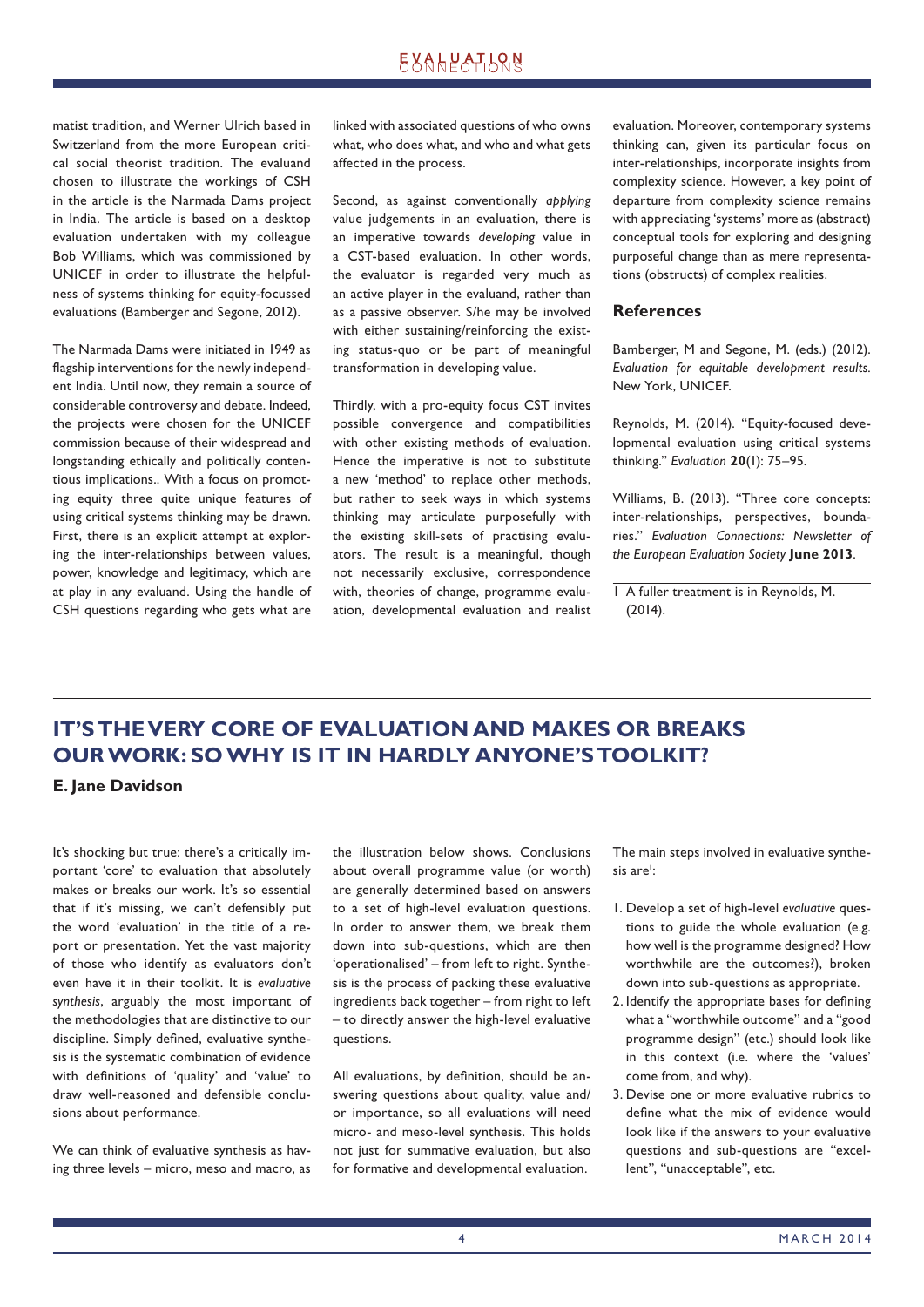matist tradition, and Werner Ulrich based in Switzerland from the more European critical social theorist tradition. The evaluand chosen to illustrate the workings of CSH in the article is the Narmada Dams project in India. The article is based on a desktop evaluation undertaken with my colleague Bob Williams, which was commissioned by UNICEF in order to illustrate the helpfulness of systems thinking for equity-focussed evaluations (Bamberger and Segone, 2012).

The Narmada Dams were initiated in 1949 as flagship interventions for the newly independent India. Until now, they remain a source of considerable controversy and debate. Indeed, the projects were chosen for the UNICEF commission because of their widespread and longstanding ethically and politically contentious implications.. With a focus on promoting equity three quite unique features of using critical systems thinking may be drawn. First, there is an explicit attempt at exploring the inter-relationships between values, power, knowledge and legitimacy, which are at play in any evaluand. Using the handle of CSH questions regarding who gets what are linked with associated questions of who owns what, who does what, and who and what gets affected in the process.

Second, as against conventionally *applying* value judgements in an evaluation, there is an imperative towards *developing* value in a CST-based evaluation. In other words, the evaluator is regarded very much as an active player in the evaluand, rather than as a passive observer. S/he may be involved with either sustaining/reinforcing the existing status-quo or be part of meaningful transformation in developing value.

Thirdly, with a pro-equity focus CST invites possible convergence and compatibilities with other existing methods of evaluation. Hence the imperative is not to substitute a new 'method' to replace other methods, but rather to seek ways in which systems thinking may articulate purposefully with the existing skill-sets of practising evaluators. The result is a meaningful, though not necessarily exclusive, correspondence with, theories of change, programme evaluation, developmental evaluation and realist evaluation. Moreover, contemporary systems thinking can, given its particular focus on inter-relationships, incorporate insights from complexity science. However, a key point of departure from complexity science remains with appreciating 'systems' more as (abstract) conceptual tools for exploring and designing purposeful change than as mere representations (obstructs) of complex realities.

### References

Bamberger, M and Segone, M. (eds.) (2012). *Evaluation for equitable development results.* New York, UNICEF.

Reynolds, M. (2014). "Equity-focused developmental evaluation using critical systems thinking." *Evaluation* **20**(1): 75–95.

Williams, B. (2013). "Three core concepts: inter-relationships, perspectives, boundaries." *Evaluation Connections: Newsletter of the European Evaluation Society* **June 2013**.

1 A fuller treatment is in Reynolds, M. (2014).

## IT'S THE VERY CORE OF EVALUATION AND MAKES OR BREAKS OUR WORK: SO WHY IS IT IN HARDLY ANYONE'S TOOLKIT?

**E. Jane Davidson**

It's shocking but true: there's a critically important 'core' to evaluation that absolutely makes or breaks our work. It's so essential that if it's missing, we can't defensibly put the word 'evaluation' in the title of a report or presentation. Yet the vast majority of those who identify as evaluators don't even have it in their toolkit. It is *evaluative synthesis*, arguably the most important of the methodologies that are distinctive to our discipline. Simply defined, evaluative synthesis is the systematic combination of evidence with definitions of 'quality' and 'value' to draw well-reasoned and defensible conclusions about performance.

We can think of evaluative synthesis as having three levels – micro, meso and macro, as the illustration below shows. Conclusions about overall programme value (or worth) are generally determined based on answers to a set of high-level evaluation questions. In order to answer them, we break them down into sub-questions, which are then 'operationalised' – from left to right. Synthesis is the process of packing these evaluative ingredients back together – from right to left – to directly answer the high-level evaluative questions.

All evaluations, by definition, should be answering questions about quality, value and/or importance, so all evaluations will need micro- and meso-level synthesis. This holds not just for summative evaluation, but also for formative and developmental evaluation.

The main steps involved in evaluative synthesis are[1]:

1. Develop a set of high-level *evaluative* questions to guide the whole evaluation (e.g. how well is the programme designed? How worthwhile are the outcomes?), broken down into sub-questions as appropriate.
2. Identify the appropriate bases for defining what a "worthwhile outcome" and a "good programme design" (etc.) should look like in this context (i.e. where the 'values' come from, and why).
3. Devise one or more evaluative rubrics to define what the mix of evidence would look like if the answers to your evaluative questions and sub-questions are "excellent", "unacceptable", etc.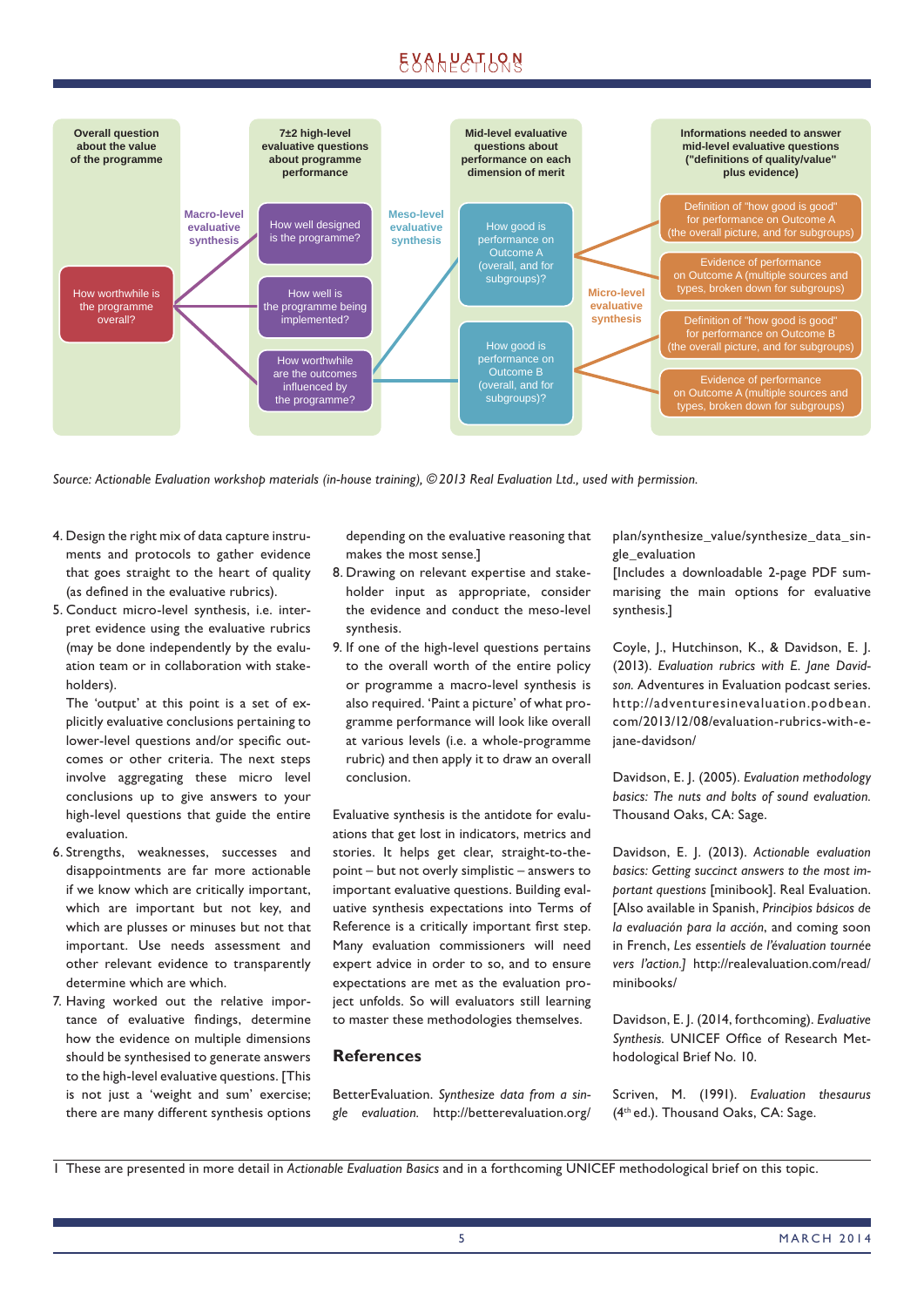Overall question about the value of the programme

7±2 high-level evaluative questions about programme performance

Mid-level evaluative questions about performance on each dimension of merit

Informations needed to answer mid-level evaluative questions ("definitions of quality/value" plus evidence)

How worthwhile is the programme overall?

Macro-level evaluative synthesis

How well designed is the programme?

How well is the programme being implemented?

How worthwhile are the outcomes influenced by the programme?

Meso-level evaluative synthesis

How good is performance on Outcome A (overall, and for subgroups)?

How good is performance on Outcome B (overall, and for subgroups)?

Micro-level evaluative synthesis

Definition of "how good is good" for performance on Outcome A (the overall picture, and for subgroups)

Evidence of performance on Outcome A (multiple sources and types, broken down for subgroups)

Definition of "how good is good" for performance on Outcome B (the overall picture, and for subgroups)

Evidence of performance on Outcome A (multiple sources and types, broken down for subgroups)

*Source: Actionable Evaluation workshop materials (in-house training), ©2013 Real Evaluation Ltd., used with permission.*

4. Design the right mix of data capture instruments and protocols to gather evidence that goes straight to the heart of quality (as defined in the evaluative rubrics).
5. Conduct micro-level synthesis, i.e. interpret evidence using the evaluative rubrics (may be done independently by the evaluation team or in collaboration with stakeholders).

   The 'output' at this point is a set of explicitly evaluative conclusions pertaining to lower-level questions and/or specific outcomes or other criteria. The next steps involve aggregating these micro level conclusions up to give answers to your high-level questions that guide the entire evaluation.
6. Strengths, weaknesses, successes and disappointments are far more actionable if we know which are critically important, which are important but not key, and which are plusses or minuses but not that important. Use needs assessment and other relevant evidence to transparently determine which is which.
7. Having worked out the relative importance of evaluative findings, determine how the evidence on multiple dimensions should be synthesised to generate answers to the high-level evaluative questions. [This is not just a 'weight and sum' exercise; there are many different synthesis options depending on the evaluative reasoning that makes the most sense.]
8. Drawing on relevant expertise and stakeholder input as appropriate, consider the evidence and conduct the meso-level synthesis.
9. If one of the high-level questions pertains to the overall worth of the entire policy or programme a macro-level synthesis is also required. 'Paint a picture' of what programme performance will look like overall at various levels (i.e. a whole-programme rubric) and then apply it to draw an overall conclusion.

Evaluative synthesis is the antidote for evaluations that get lost in indicators, metrics and stories. It helps get clear, straight-to-the-point – but not overly simplistic – answers to important evaluative questions. Building evaluative synthesis expectations into Terms of Reference is a critically important first step. Many evaluation commissioners will need expert advice in order to so, and to ensure expectations are met as the evaluation project unfolds. So will evaluators still learning to master these methodologies themselves.

## References

BetterEvaluation. *Synthesize data from a single evaluation.* http://betterevaluation.org/plan/synthesize_value/synthesize_data_single_evaluation
[Includes a downloadable 2-page PDF summarising the main options for evaluative synthesis.]

Coyle, J., Hutchinson, K., & Davidson, E. J. (2013). *Evaluation rubrics with E. Jane Davidson.* Adventures in Evaluation podcast series. http://adventuresinevaluation.podbean.com/2013/12/08/evaluation-rubrics-with-e-jane-davidson/

Davidson, E. J. (2005). *Evaluation methodology basics: The nuts and bolts of sound evaluation.* Thousand Oaks, CA: Sage.

Davidson, E. J. (2013). *Actionable evaluation basics: Getting succinct answers to the most important questions* [minibook]. Real Evaluation. [Also available in Spanish, *Principios básicos de la evaluación para la acción*, and coming soon in French, *Les essentiels de l'évaluation tournée vers l'action.]* http://realevaluation.com/read/minibooks/

Davidson, E. J. (2014, forthcoming). *Evaluative Synthesis.* UNICEF Office of Research Methodological Brief No. 10.

Scriven, M. (1991). *Evaluation thesaurus* (4th ed.). Thousand Oaks, CA: Sage.

1 These are presented in more detail in *Actionable Evaluation Basics* and in a forthcoming UNICEF methodological brief on this topic.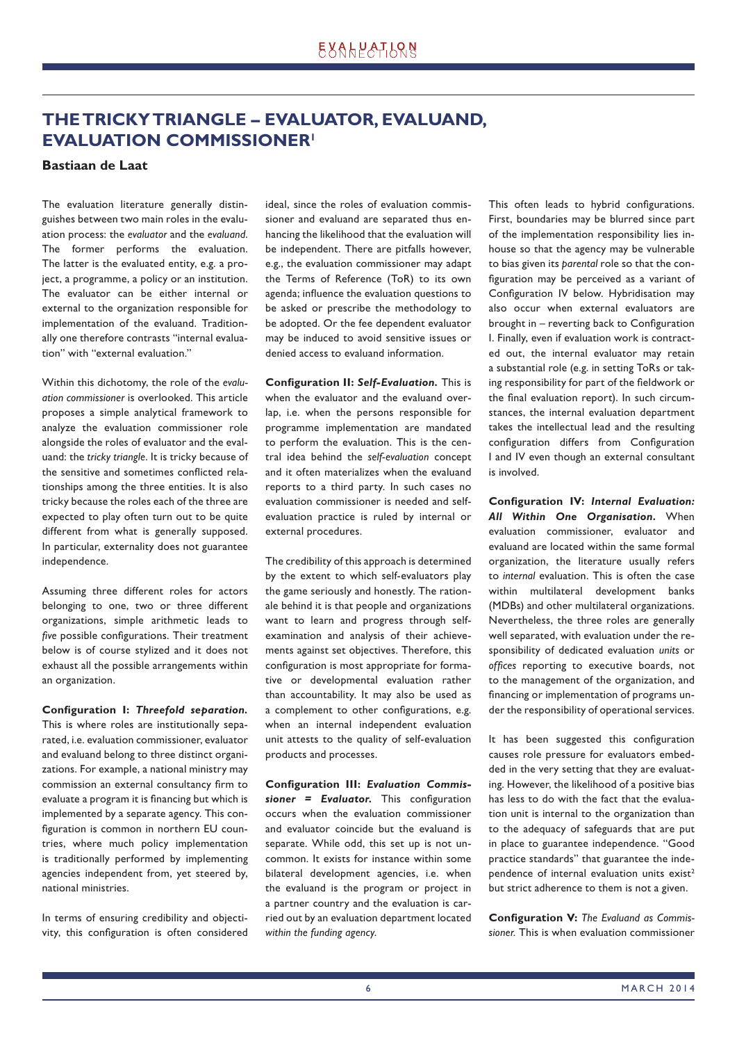# THE TRICKY TRIANGLE – EVALUATOR, EVALUAND, EVALUATION COMMISSIONER[1]

**Bastiaan de Laat**

The evaluation literature generally distinguishes between two main roles in the evaluation process: the *evaluator* and the *evaluand*. The former performs the evaluation. The latter is the evaluated entity, e.g. a project, a programme, a policy or an institution. The evaluator can be either internal or external to the organization responsible for implementation of the evaluand. Traditionally one therefore contrasts "internal evaluation" with "external evaluation."

Within this dichotomy, the role of the *evaluation commissioner* is overlooked. This article proposes a simple analytical framework to analyze the evaluation commissioner role alongside the roles of evaluator and the evaluand: the *tricky triangle*. It is tricky because of the sensitive and sometimes conflicted relationships among the three entities. It is also tricky because the roles each of the three are expected to play often turn out to be quite different from what is generally supposed. In particular, externality does not guarantee independence.

Assuming three different roles for actors belonging to one, two or three different organizations, simple arithmetic leads to *five* possible configurations. Their treatment below is of course stylized and it does not exhaust all the possible arrangements within an organization.

**Configuration I: *Threefold separation.*** This is where roles are institutionally separated, i.e. evaluation commissioner, evaluator and evaluand belong to three distinct organizations. For example, a national ministry may commission an external consultancy firm to evaluate a program it is financing but which is implemented by a separate agency. This configuration is common in northern EU countries, where much policy implementation is traditionally performed by implementing agencies independent from, yet steered by, national ministries.

In terms of ensuring credibility and objectivity, this configuration is often considered ideal, since the roles of evaluation commissioner and evaluand are separated thus enhancing the likelihood that the evaluation will be independent. There are pitfalls however, e.g., the evaluation commissioner may adapt the Terms of Reference (ToR) to its own agenda; influence the evaluation questions to be asked or prescribe the methodology to be adopted. Or the fee dependent evaluator may be induced to avoid sensitive issues or denied access to evaluand information.

**Configuration II: *Self-Evaluation.*** This is when the evaluator and the evaluand overlap, i.e. when the persons responsible for programme implementation are mandated to perform the evaluation. This is the central idea behind the *self-evaluation* concept and it often materializes when the evaluand reports to a third party. In such cases no evaluation commissioner is needed and self-evaluation practice is ruled by internal or external procedures.

The credibility of this approach is determined by the extent to which self-evaluators play the game seriously and honestly. The rationale behind it is that people and organizations want to learn and progress through self-examination and analysis of their achievements against set objectives. Therefore, this configuration is most appropriate for formative or developmental evaluation rather than accountability. It may also be used as a complement to other configurations, e.g. when an internal independent evaluation unit attests to the quality of self-evaluation products and processes.

**Configuration III: *Evaluation Commissioner = Evaluator.*** This configuration occurs when the evaluation commissioner and evaluator coincide but the evaluand is separate. While odd, this set up is not uncommon. It exists for instance within some bilateral development agencies, i.e. when the evaluand is the program or project in a partner country and the evaluation is carried out by an evaluation department located *within the funding agency.*

This often leads to hybrid configurations. First, boundaries may be blurred since part of the implementation responsibility lies in-house so that the agency may be vulnerable to bias given its *parental* role so that the configuration may be perceived as a variant of Configuration IV below. Hybridisation may also occur when external evaluators are brought in – reverting back to Configuration I. Finally, even if evaluation work is contracted out, the internal evaluator may retain a substantial role (e.g. in setting ToRs or taking responsibility for part of the fieldwork or the final evaluation report). In such circumstances, the internal evaluation department takes the intellectual lead and the resulting configuration differs from Configuration I and IV even though an external consultant is involved.

**Configuration IV: *Internal Evaluation: All Within One Organisation.*** When evaluation commissioner, evaluator and evaluand are located within the same formal organization, the literature usually refers to *internal* evaluation. This is often the case within multilateral development banks (MDBs) and other multilateral organizations. Nevertheless, the three roles are generally well separated, with evaluation under the responsibility of dedicated evaluation *units* or *offices* reporting to executive boards, not to the management of the organization, and financing or implementation of programs under the responsibility of operational services.

It has been suggested this configuration causes role pressure for evaluators embedded in the very setting that they are evaluating. However, the likelihood of a positive bias has less to do with the fact that the evaluation unit is internal to the organization than to the adequacy of safeguards that are put in place to guarantee independence. "Good practice standards" that guarantee the independence of internal evaluation units exist[2] but strict adherence to them is not a given.

**Configuration V:** *The Evaluand as Commissioner.* This is when evaluation commissioner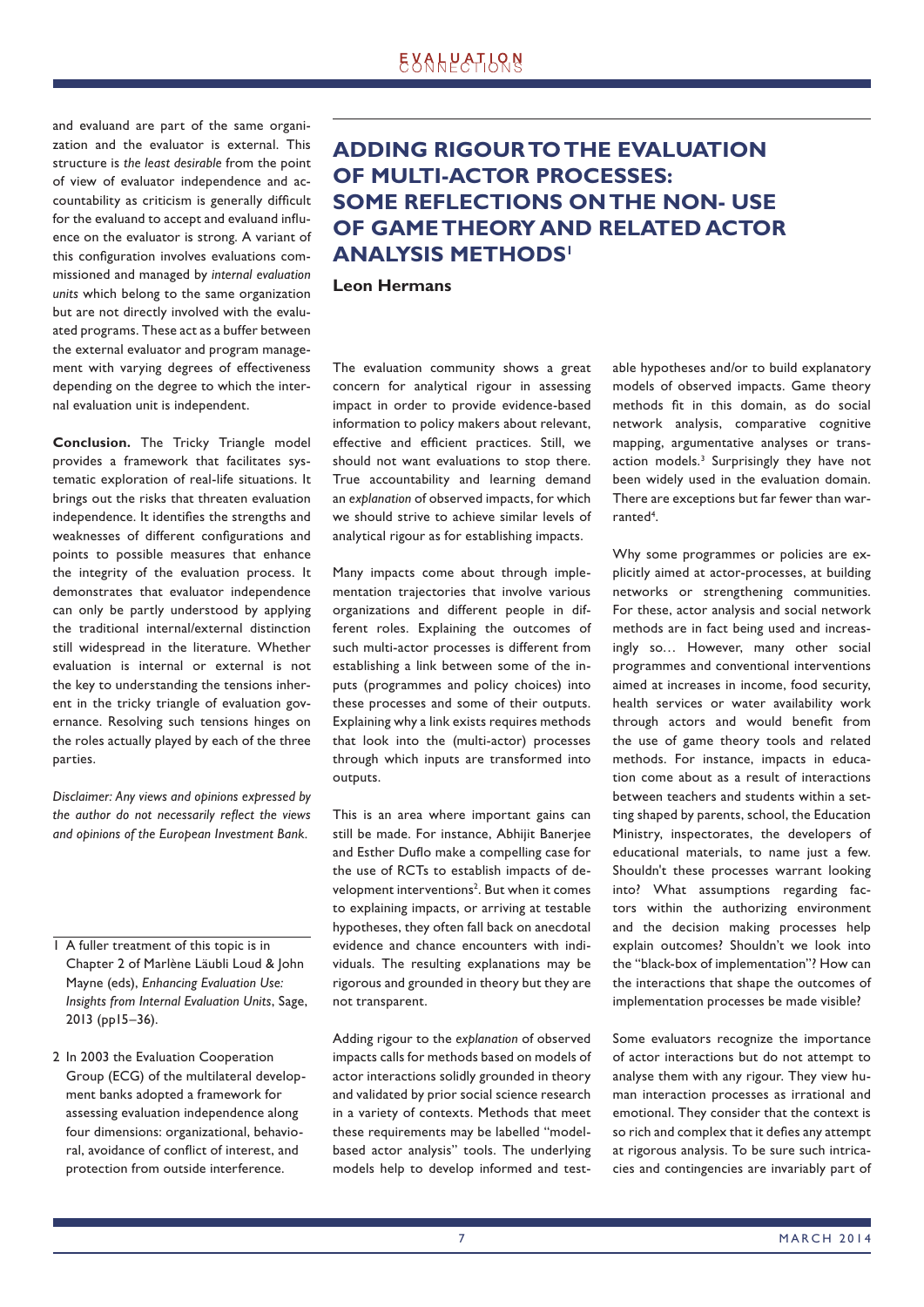and evaluand are part of the same organization and the evaluator is external. This structure is *the least desirable* from the point of view of evaluator independence and accountability as criticism is generally difficult for the evaluand to accept and evaluand influence on the evaluator is strong. A variant of this configuration involves evaluations commissioned and managed by *internal evaluation units* which belong to the same organization but are not directly involved with the evaluated programs. These act as a buffer between the external evaluator and program management with varying degrees of effectiveness depending on the degree to which the internal evaluation unit is independent.

**Conclusion.** The Tricky Triangle model provides a framework that facilitates systematic exploration of real-life situations. It brings out the risks that threaten evaluation independence. It identifies the strengths and weaknesses of different configurations and points to possible measures that enhance the integrity of the evaluation process. It demonstrates that evaluator independence can only be partly understood by applying the traditional internal/external distinction still widespread in the literature. Whether evaluation is internal or external is not the key to understanding the tensions inherent in the tricky triangle of evaluation governance. Resolving such tensions hinges on the roles actually played by each of the three parties.

*Disclaimer: Any views and opinions expressed by the author do not necessarily reflect the views and opinions of the European Investment Bank.*

1 A fuller treatment of this topic is in Chapter 2 of Marlène Läubli Loud & John Mayne (eds), *Enhancing Evaluation Use: Insights from Internal Evaluation Units*, Sage, 2013 (pp15–36).

2 In 2003 the Evaluation Cooperation Group (ECG) of the multilateral development banks adopted a framework for assessing evaluation independence along four dimensions: organizational, behavioral, avoidance of conflict of interest, and protection from outside interference.

# ADDING RIGOUR TO THE EVALUATION OF MULTI-ACTOR PROCESSES: SOME REFLECTIONS ON THE NON- USE OF GAME THEORY AND RELATED ACTOR ANALYSIS METHODS[1]

**Leon Hermans**

The evaluation community shows a great concern for analytical rigour in assessing impact in order to provide evidence-based information to policy makers about relevant, effective and efficient practices. Still, we should not want evaluations to stop there. True accountability and learning demand an *explanation* of observed impacts, for which we should strive to achieve similar levels of analytical rigour as for establishing impacts.

Many impacts come about through implementation trajectories that involve various organizations and different people in different roles. Explaining the outcomes of such multi-actor processes is different from establishing a link between some of the inputs (programmes and policy choices) into these processes and some of their outputs. Explaining why a link exists requires methods that look into the (multi-actor) processes through which inputs are transformed into outputs.

This is an area where important gains can still be made. For instance, Abhijit Banerjee and Esther Duflo make a compelling case for the use of RCTs to establish impacts of development interventions[2]. But when it comes to explaining impacts, or arriving at testable hypotheses, they often fall back on anecdotal evidence and chance encounters with individuals. The resulting explanations may be rigorous and grounded in theory but they are not transparent.

Adding rigour to the *explanation* of observed impacts calls for methods based on models of actor interactions solidly grounded in theory and validated by prior social science research in a variety of contexts. Methods that meet these requirements may be labelled "model-based actor analysis" tools. The underlying models help to develop informed and testable hypotheses and/or to build explanatory models of observed impacts. Game theory methods fit in this domain, as do social network analysis, comparative cognitive mapping, argumentative analyses or transaction models.[3] Surprisingly they have not been widely used in the evaluation domain. There are exceptions but far fewer than warranted[4].

Why some programmes or policies are explicitly aimed at actor-processes, at building networks or strengthening communities. For these, actor analysis and social network methods are in fact being used and increasingly so… However, many other social programmes and conventional interventions aimed at increases in income, food security, health services or water availability work through actors and would benefit from the use of game theory tools and related methods. For instance, impacts in education come about as a result of interactions between teachers and students within a setting shaped by parents, school, the Education Ministry, inspectorates, the developers of educational materials, to name just a few. Shouldn't these processes warrant looking into? What assumptions regarding factors within the authorizing environment and the decision making processes help explain outcomes? Shouldn't we look into the "black-box of implementation"? How can the interactions that shape the outcomes of implementation processes be made visible?

Some evaluators recognize the importance of actor interactions but do not attempt to analyse them with any rigour. They view human interaction processes as irrational and emotional. They consider that the context is so rich and complex that it defies any attempt at rigorous analysis. To be sure such intricacies and contingencies are invariably part of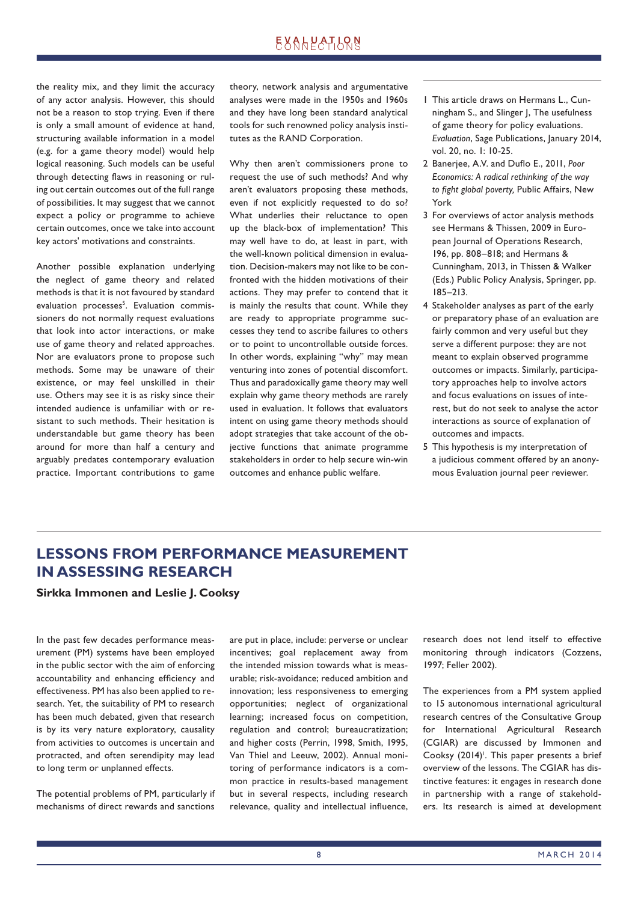the reality mix, and they limit the accuracy of any actor analysis. However, this should not be a reason to stop trying. Even if there is only a small amount of evidence at hand, structuring available information in a model (e.g. for a game theory model) would help logical reasoning. Such models can be useful through detecting flaws in reasoning or ruling out certain outcomes out of the full range of possibilities. It may suggest that we cannot expect a policy or programme to achieve certain outcomes, once we take into account key actors' motivations and constraints.

Another possible explanation underlying the neglect of game theory and related methods is that it is not favoured by standard evaluation processes[5]. Evaluation commissioners do not normally request evaluations that look into actor interactions, or make use of game theory and related approaches. Nor are evaluators prone to propose such methods. Some may be unaware of their existence, or may feel unskilled in their use. Others may see it is as risky since their intended audience is unfamiliar with or resistant to such methods. Their hesitation is understandable but game theory has been around for more than half a century and arguably predates contemporary evaluation practice. Important contributions to game theory, network analysis and argumentative analyses were made in the 1950s and 1960s and they have long been standard analytical tools for such renowned policy analysis institutes as the RAND Corporation.

Why then aren't commissioners prone to request the use of such methods? And why aren't evaluators proposing these methods, even if not explicitly requested to do so? What underlies their reluctance to open up the black-box of implementation? This may well have to do, at least in part, with the well-known political dimension in evaluation. Decision-makers may not like to be confronted with the hidden motivations of their actions. They may prefer to contend that it is mainly the results that count. While they are ready to appropriate programme successes they tend to ascribe failures to others or to point to uncontrollable outside forces. In other words, explaining "why" may mean venturing into zones of potential discomfort. Thus and paradoxically game theory may well explain why game theory methods are rarely used in evaluation. It follows that evaluators intent on using game theory methods should adopt strategies that take account of the objective functions that animate programme stakeholders in order to help secure win-win outcomes and enhance public welfare.

1. This article draws on Hermans L., Cunningham S., and Slinger J, The usefulness of game theory for policy evaluations. *Evaluation*, Sage Publications, January 2014, vol. 20, no. 1: 10-25.
2. Banerjee, A.V. and Duflo E., 2011, *Poor Economics: A radical rethinking of the way to fight global poverty,* Public Affairs, New York
3. For overviews of actor analysis methods see Hermans & Thissen, 2009 in European Journal of Operations Research, 196, pp. 808–818; and Hermans & Cunningham, 2013, in Thissen & Walker (Eds.) Public Policy Analysis, Springer, pp. 185–213.
4. Stakeholder analyses as part of the early or preparatory phase of an evaluation are fairly common and very useful but they serve a different purpose: they are not meant to explain observed programme outcomes or impacts. Similarly, participatory approaches help to involve actors and focus evaluations on issues of interest, but do not seek to analyse the actor interactions as source of explanation of outcomes and impacts.
5. This hypothesis is my interpretation of a judicious comment offered by an anonymous Evaluation journal peer reviewer.

## LESSONS FROM PERFORMANCE MEASUREMENT IN ASSESSING RESEARCH

**Sirkka Immonen and Leslie J. Cooksy**

In the past few decades performance measurement (PM) systems have been employed in the public sector with the aim of enforcing accountability and enhancing efficiency and effectiveness. PM has also been applied to research. Yet, the suitability of PM to research has been much debated, given that research is by its very nature exploratory, causality from activities to outcomes is uncertain and protracted, and often serendipity may lead to long term or unplanned effects.

The potential problems of PM, particularly if mechanisms of direct rewards and sanctions are put in place, include: perverse or unclear incentives; goal replacement away from the intended mission towards what is measurable; risk-avoidance; reduced ambition and innovation; less responsiveness to emerging opportunities; neglect of organizational learning; increased focus on competition, regulation and control; bureaucratization; and higher costs (Perrin, 1998, Smith, 1995, Van Thiel and Leeuw, 2002). Annual monitoring of performance indicators is a common practice in results-based management but in several respects, including research relevance, quality and intellectual influence, research does not lend itself to effective monitoring through indicators (Cozzens, 1997; Feller 2002).

The experiences from a PM system applied to 15 autonomous international agricultural research centres of the Consultative Group for International Agricultural Research (CGIAR) are discussed by Immonen and Cooksy (2014)[1]. This paper presents a brief overview of the lessons. The CGIAR has distinctive features: it engages in research done in partnership with a range of stakeholders. Its research is aimed at development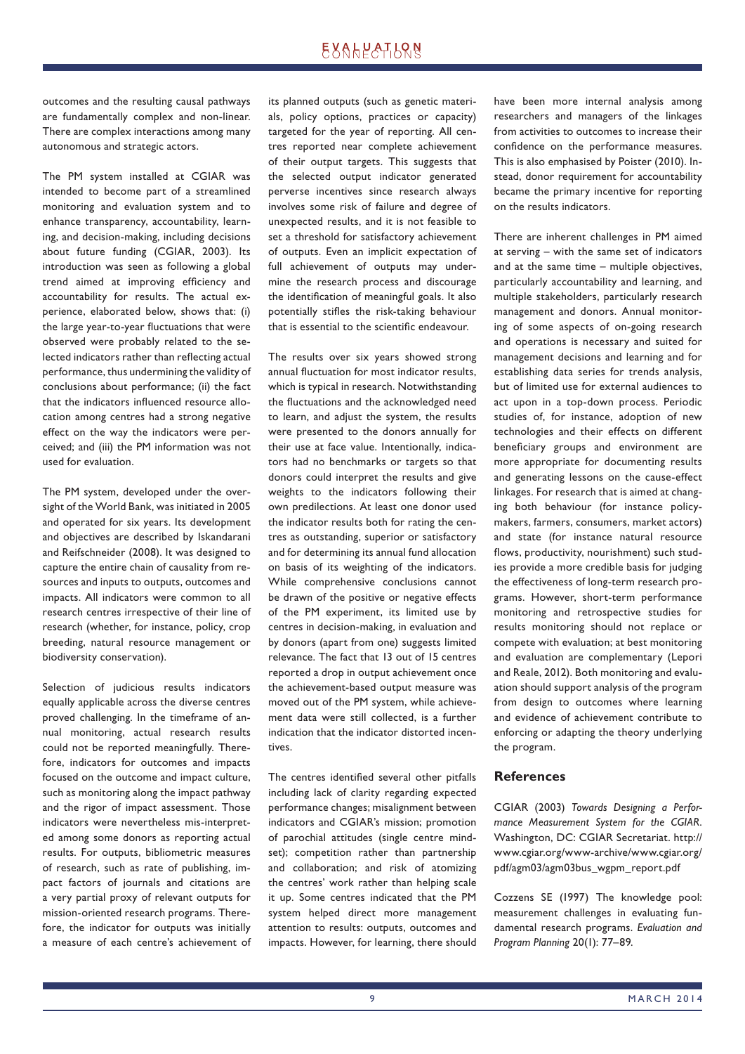outcomes and the resulting causal pathways are fundamentally complex and non-linear. There are complex interactions among many autonomous and strategic actors.

The PM system installed at CGIAR was intended to become part of a streamlined monitoring and evaluation system and to enhance transparency, accountability, learning, and decision-making, including decisions about future funding (CGIAR, 2003). Its introduction was seen as following a global trend aimed at improving efficiency and accountability for results. The actual experience, elaborated below, shows that: (i) the large year-to-year fluctuations that were observed were probably related to the selected indicators rather than reflecting actual performance, thus undermining the validity of conclusions about performance; (ii) the fact that the indicators influenced resource allocation among centres had a strong negative effect on the way the indicators were perceived; and (iii) the PM information was not used for evaluation.

The PM system, developed under the oversight of the World Bank, was initiated in 2005 and operated for six years. Its development and objectives are described by Iskandarani and Reifschneider (2008). It was designed to capture the entire chain of causality from resources and inputs to outputs, outcomes and impacts. All indicators were common to all research centres irrespective of their line of research (whether, for instance, policy, crop breeding, natural resource management or biodiversity conservation).

Selection of judicious results indicators equally applicable across the diverse centres proved challenging. In the timeframe of annual monitoring, actual research results could not be reported meaningfully. Therefore, indicators for outcomes and impacts focused on the outcome and impact culture, such as monitoring along the impact pathway and the rigor of impact assessment. Those indicators were nevertheless mis-interpreted among some donors as reporting actual results. For outputs, bibliometric measures of research, such as rate of publishing, impact factors of journals and citations are a very partial proxy of relevant outputs for mission-oriented research programs. Therefore, the indicator for outputs was initially a measure of each centre's achievement of its planned outputs (such as genetic materials, policy options, practices or capacity) targeted for the year of reporting. All centres reported near complete achievement of their output targets. This suggests that the selected output indicator generated perverse incentives since research always involves some risk of failure and degree of unexpected results, and it is not feasible to set a threshold for satisfactory achievement of outputs. Even an implicit expectation of full achievement of outputs may undermine the research process and discourage the identification of meaningful goals. It also potentially stifles the risk-taking behaviour that is essential to the scientific endeavour.

The results over six years showed strong annual fluctuation for most indicator results, which is typical in research. Notwithstanding the fluctuations and the acknowledged need to learn, and adjust the system, the results were presented to the donors annually for their use at face value. Intentionally, indicators had no benchmarks or targets so that donors could interpret the results and give weights to the indicators following their own predilections. At least one donor used the indicator results both for rating the centres as outstanding, superior or satisfactory and for determining its annual fund allocation on basis of its weighting of the indicators. While comprehensive conclusions cannot be drawn of the positive or negative effects of the PM experiment, its limited use by centres in decision-making, in evaluation and by donors (apart from one) suggests limited relevance. The fact that 13 out of 15 centres reported a drop in output achievement once the achievement-based output measure was moved out of the PM system, while achievement data were still collected, is a further indication that the indicator distorted incentives.

The centres identified several other pitfalls including lack of clarity regarding expected performance changes; misalignment between indicators and CGIAR's mission; promotion of parochial attitudes (single centre mindset); competition rather than partnership and collaboration; and risk of atomizing the centres' work rather than helping scale it up. Some centres indicated that the PM system helped direct more management attention to results: outputs, outcomes and impacts. However, for learning, there should have been more internal analysis among researchers and managers of the linkages from activities to outcomes to increase their confidence on the performance measures. This is also emphasised by Poister (2010). Instead, donor requirement for accountability became the primary incentive for reporting on the results indicators.

There are inherent challenges in PM aimed at serving – with the same set of indicators and at the same time – multiple objectives, particularly accountability and learning, and multiple stakeholders, particularly research management and donors. Annual monitoring of some aspects of on-going research and operations is necessary and suited for management decisions and learning and for establishing data series for trends analysis, but of limited use for external audiences to act upon in a top-down process. Periodic studies of, for instance, adoption of new technologies and their effects on different beneficiary groups and environment are more appropriate for documenting results and generating lessons on the cause-effect linkages. For research that is aimed at changing both behaviour (for instance policy-makers, farmers, consumers, market actors) and state (for instance natural resource flows, productivity, nourishment) such studies provide a more credible basis for judging the effectiveness of long-term research programs. However, short-term performance monitoring and retrospective studies for results monitoring should not replace or compete with evaluation; at best monitoring and evaluation are complementary (Lepori and Reale, 2012). Both monitoring and evaluation should support analysis of the program from design to outcomes where learning and evidence of achievement contribute to enforcing or adapting the theory underlying the program.

## References

CGIAR (2003) *Towards Designing a Performance Measurement System for the CGIAR*. Washington, DC: CGIAR Secretariat. http://www.cgiar.org/www-archive/www.cgiar.org/pdf/agm03/agm03bus_wgpm_report.pdf

Cozzens SE (1997) The knowledge pool: measurement challenges in evaluating fundamental research programs. *Evaluation and Program Planning* 20(1): 77–89.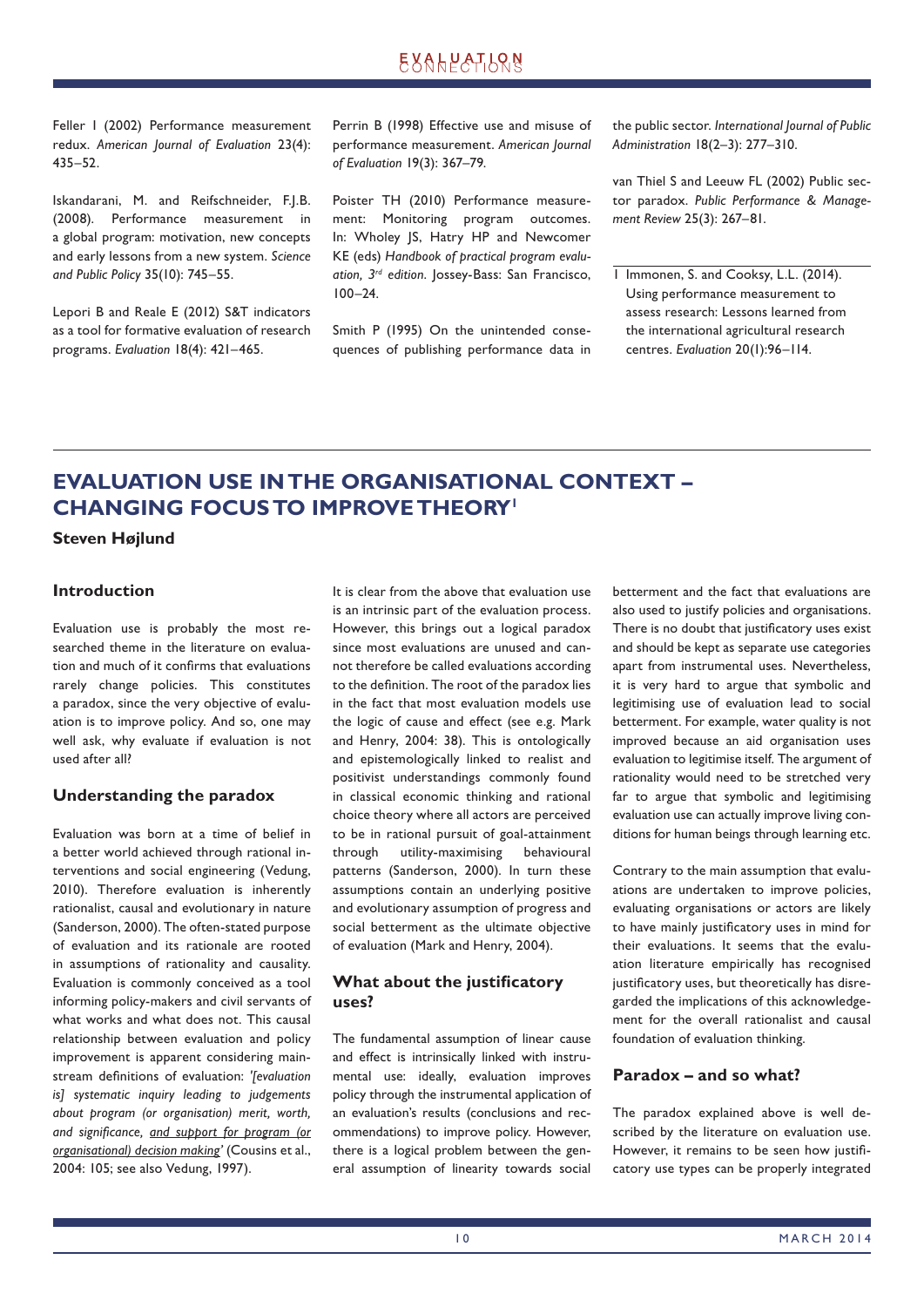Feller I (2002) Performance measurement redux. *American Journal of Evaluation* 23(4): 435–52.

Iskandarani, M. and Reifschneider, F.J.B. (2008). Performance measurement in a global program: motivation, new concepts and early lessons from a new system. *Science and Public Policy* 35(10): 745–55.

Lepori B and Reale E (2012) S&T indicators as a tool for formative evaluation of research programs. *Evaluation* 18(4): 421–465.

Perrin B (1998) Effective use and misuse of performance measurement. *American Journal of Evaluation* 19(3): 367–79.

Poister TH (2010) Performance measurement: Monitoring program outcomes. In: Wholey JS, Hatry HP and Newcomer KE (eds) *Handbook of practical program evaluation, 3rd edition*. Jossey-Bass: San Francisco, 100–24.

Smith P (1995) On the unintended consequences of publishing performance data in the public sector. *International Journal of Public Administration* 18(2–3): 277–310.

van Thiel S and Leeuw FL (2002) Public sector paradox. *Public Performance & Management Review* 25(3): 267–81.

1 Immonen, S. and Cooksy, L.L. (2014). Using performance measurement to assess research: Lessons learned from the international agricultural research centres. *Evaluation* 20(1):96–114.

# EVALUATION USE IN THE ORGANISATIONAL CONTEXT – CHANGING FOCUS TO IMPROVE THEORY[1]

**Steven Højlund**

## Introduction

Evaluation use is probably the most researched theme in the literature on evaluation and much of it confirms that evaluations rarely change policies. This constitutes a paradox, since the very objective of evaluation is to improve policy. And so, one may well ask, why evaluate if evaluation is not used after all?

## Understanding the paradox

Evaluation was born at a time of belief in a better world achieved through rational interventions and social engineering (Vedung, 2010). Therefore evaluation is inherently rationalist, causal and evolutionary in nature (Sanderson, 2000). The often-stated purpose of evaluation and its rationale are rooted in assumptions of rationality and causality. Evaluation is commonly conceived as a tool informing policy-makers and civil servants of what works and what does not. This causal relationship between evaluation and policy improvement is apparent considering mainstream definitions of evaluation: *'[evaluation is] systematic inquiry leading to judgements about program (or organisation) merit, worth, and significance, and support for program (or organisational) decision making'* (Cousins et al., 2004: 105; see also Vedung, 1997).

It is clear from the above that evaluation use is an intrinsic part of the evaluation process. However, this brings out a logical paradox since most evaluations are unused and cannot therefore be called evaluations according to the definition. The root of the paradox lies in the fact that most evaluation models use the logic of cause and effect (see e.g. Mark and Henry, 2004: 38). This is ontologically and epistemologically linked to realist and positivist understandings commonly found in classical economic thinking and rational choice theory where all actors are perceived to be in rational pursuit of goal-attainment through utility-maximising behavioural patterns (Sanderson, 2000). In turn these assumptions contain an underlying positive and evolutionary assumption of progress and social betterment as the ultimate objective of evaluation (Mark and Henry, 2004).

## What about the justificatory uses?

The fundamental assumption of linear cause and effect is intrinsically linked with instrumental use: ideally, evaluation improves policy through the instrumental application of an evaluation's results (conclusions and recommendations) to improve policy. However, there is a logical problem between the general assumption of linearity towards social betterment and the fact that evaluations are also used to justify policies and organisations. There is no doubt that justificatory uses exist and should be kept as separate use categories apart from instrumental uses. Nevertheless, it is very hard to argue that symbolic and legitimising use of evaluation lead to social betterment. For example, water quality is not improved because an aid organisation uses evaluation to legitimise itself. The argument of rationality would need to be stretched very far to argue that symbolic and legitimising evaluation use can actually improve living conditions for human beings through learning etc.

Contrary to the main assumption that evaluations are undertaken to improve policies, evaluating organisations or actors are likely to have mainly justificatory uses in mind for their evaluations. It seems that the evaluation literature empirically has recognised justificatory uses, but theoretically has disregarded the implications of this acknowledgement for the overall rationalist and causal foundation of evaluation thinking.

## Paradox – and so what?

The paradox explained above is well described by the literature on evaluation use. However, it remains to be seen how justificatory use types can be properly integrated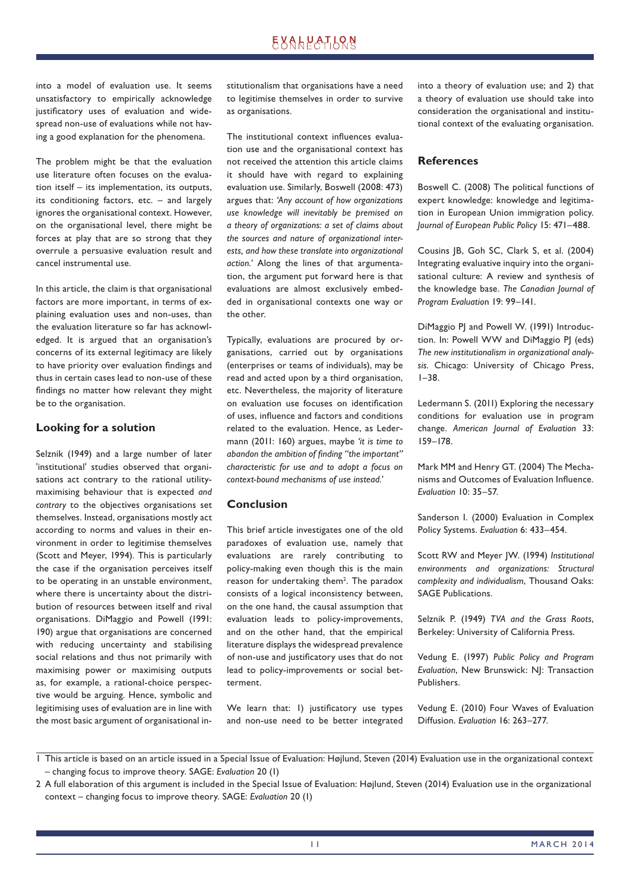into a model of evaluation use. It seems unsatisfactory to empirically acknowledge justificatory uses of evaluation and widespread non-use of evaluations while not having a good explanation for the phenomena.

The problem might be that the evaluation use literature often focuses on the evaluation itself – its implementation, its outputs, its conditioning factors, etc. – and largely ignores the organisational context. However, on the organisational level, there might be forces at play that are so strong that they overrule a persuasive evaluation result and cancel instrumental use.

In this article, the claim is that organisational factors are more important, in terms of explaining evaluation uses and non-uses, than the evaluation literature so far has acknowledged. It is argued that an organisation's concerns of its external legitimacy are likely to have priority over evaluation findings and thus in certain cases lead to non-use of these findings no matter how relevant they might be to the organisation.

## Looking for a solution

Selznik (1949) and a large number of later 'institutional' studies observed that organisations act contrary to the rational utility-maximising behaviour that is expected *and contrary* to the objectives organisations set themselves. Instead, organisations mostly act according to norms and values in their environment in order to legitimise themselves (Scott and Meyer, 1994). This is particularly the case if the organisation perceives itself to be operating in an unstable environment, where there is uncertainty about the distribution of resources between itself and rival organisations. DiMaggio and Powell (1991: 190) argue that organisations are concerned with reducing uncertainty and stabilising social relations and thus not primarily with maximising power or maximising outputs as, for example, a rational-choice perspective would be arguing. Hence, symbolic and legitimising uses of evaluation are in line with the most basic argument of organisational institutionalism that organisations have a need to legitimise themselves in order to survive as organisations.

The institutional context influences evaluation use and the organisational context has not received the attention this article claims it should have with regard to explaining evaluation use. Similarly, Boswell (2008: 473) argues that: *'Any account of how organizations use knowledge will inevitably be premised on a theory of organizations: a set of claims about the sources and nature of organizational interests, and how these translate into organizational action.'* Along the lines of that argumentation, the argument put forward here is that evaluations are almost exclusively embedded in organisational contexts one way or the other.

Typically, evaluations are procured by organisations, carried out by organisations (enterprises or teams of individuals), may be read and acted upon by a third organisation, etc. Nevertheless, the majority of literature on evaluation use focuses on identification of uses, influence and factors and conditions related to the evaluation. Hence, as Ledermann (2011: 160) argues, maybe *'it is time to abandon the ambition of finding "the important" characteristic for use and to adopt a focus on context-bound mechanisms of use instead.'*

## Conclusion

This brief article investigates one of the old paradoxes of evaluation use, namely that evaluations are rarely contributing to policy-making even though this is the main reason for undertaking them[2]. The paradox consists of a logical inconsistency between, on the one hand, the causal assumption that evaluation leads to policy-improvements, and on the other hand, that the empirical literature displays the widespread prevalence of non-use and justificatory uses that do not lead to policy-improvements or social betterment.

We learn that: 1) justificatory use types and non-use need to be better integrated into a theory of evaluation use; and 2) that a theory of evaluation use should take into consideration the organisational and institutional context of the evaluating organisation.

## References

Boswell C. (2008) The political functions of expert knowledge: knowledge and legitimation in European Union immigration policy. *Journal of European Public Policy* 15: 471–488.

Cousins JB, Goh SC, Clark S, et al. (2004) Integrating evaluative inquiry into the organisational culture: A review and synthesis of the knowledge base. *The Canadian Journal of Program Evaluation* 19: 99–141.

DiMaggio PJ and Powell W. (1991) Introduction. In: Powell WW and DiMaggio PJ (eds) *The new institutionalism in organizational analysis.* Chicago: University of Chicago Press, 1–38.

Ledermann S. (2011) Exploring the necessary conditions for evaluation use in program change. *American Journal of Evaluation* 33: 159–178.

Mark MM and Henry GT. (2004) The Mechanisms and Outcomes of Evaluation Influence. *Evaluation* 10: 35–57.

Sanderson I. (2000) Evaluation in Complex Policy Systems. *Evaluation* 6: 433–454.

Scott RW and Meyer JW. (1994) *Institutional environments and organizations: Structural complexity and individualism*, Thousand Oaks: SAGE Publications.

Selznik P. (1949) *TVA and the Grass Roots*, Berkeley: University of California Press.

Vedung E. (1997) *Public Policy and Program Evaluation*, New Brunswick: NJ: Transaction Publishers.

Vedung E. (2010) Four Waves of Evaluation Diffusion. *Evaluation* 16: 263–277.

---

1 This article is based on an article issued in a Special Issue of Evaluation: Højlund, Steven (2014) Evaluation use in the organizational context – changing focus to improve theory. SAGE: *Evaluation* 20 (1)

2 A full elaboration of this argument is included in the Special Issue of Evaluation: Højlund, Steven (2014) Evaluation use in the organizational context – changing focus to improve theory. SAGE: *Evaluation* 20 (1)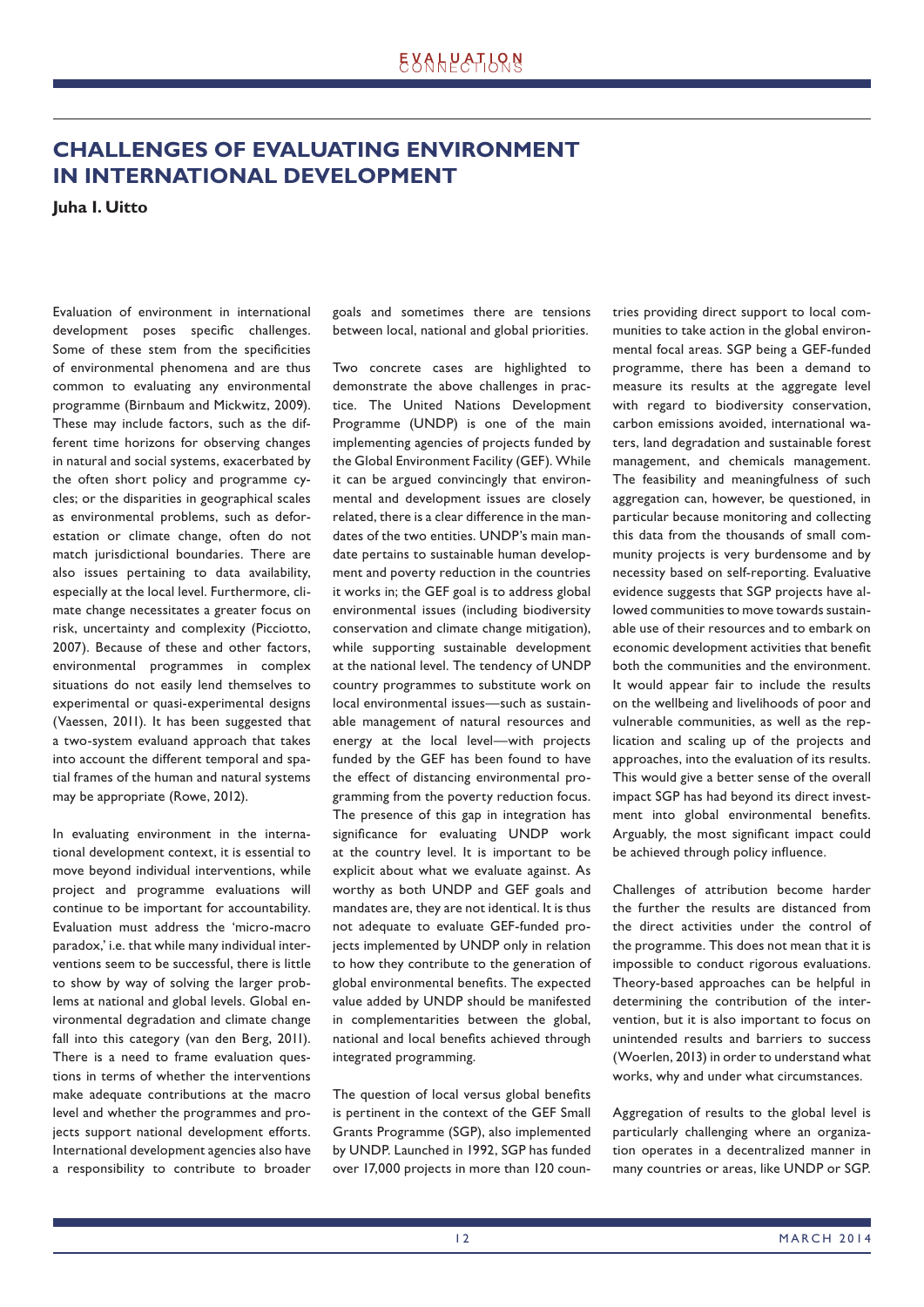# CHALLENGES OF EVALUATING ENVIRONMENT IN INTERNATIONAL DEVELOPMENT

**Juha I. Uitto**

Evaluation of environment in international development poses specific challenges. Some of these stem from the specificities of environmental phenomena and are thus common to evaluating any environmental programme (Birnbaum and Mickwitz, 2009). These may include factors, such as the different time horizons for observing changes in natural and social systems, exacerbated by the often short policy and programme cycles; or the disparities in geographical scales as environmental problems, such as deforestation or climate change, often do not match jurisdictional boundaries. There are also issues pertaining to data availability, especially at the local level. Furthermore, climate change necessitates a greater focus on risk, uncertainty and complexity (Picciotto, 2007). Because of these and other factors, environmental programmes in complex situations do not easily lend themselves to experimental or quasi-experimental designs (Vaessen, 2011). It has been suggested that a two-system evaluand approach that takes into account the different temporal and spatial frames of the human and natural systems may be appropriate (Rowe, 2012).

In evaluating environment in the international development context, it is essential to move beyond individual interventions, while project and programme evaluations will continue to be important for accountability. Evaluation must address the 'micro-macro paradox,' i.e. that while many individual interventions seem to be successful, there is little to show by way of solving the larger problems at national and global levels. Global environmental degradation and climate change fall into this category (van den Berg, 2011). There is a need to frame evaluation questions in terms of whether the interventions make adequate contributions at the macro level and whether the programmes and projects support national development efforts. International development agencies also have a responsibility to contribute to broader goals and sometimes there are tensions between local, national and global priorities.

Two concrete cases are highlighted to demonstrate the above challenges in practice. The United Nations Development Programme (UNDP) is one of the main implementing agencies of projects funded by the Global Environment Facility (GEF). While it can be argued convincingly that environmental and development issues are closely related, there is a clear difference in the mandates of the two entities. UNDP's main mandate pertains to sustainable human development and poverty reduction in the countries it works in; the GEF goal is to address global environmental issues (including biodiversity conservation and climate change mitigation), while supporting sustainable development at the national level. The tendency of UNDP country programmes to substitute work on local environmental issues—such as sustainable management of natural resources and energy at the local level—with projects funded by the GEF has been found to have the effect of distancing environmental programming from the poverty reduction focus. The presence of this gap in integration has significance for evaluating UNDP work at the country level. It is important to be explicit about what we evaluate against. As worthy as both UNDP and GEF goals and mandates are, they are not identical. It is thus not adequate to evaluate GEF-funded projects implemented by UNDP only in relation to how they contribute to the generation of global environmental benefits. The expected value added by UNDP should be manifested in complementarities between the global, national and local benefits achieved through integrated programming.

The question of local versus global benefits is pertinent in the context of the GEF Small Grants Programme (SGP), also implemented by UNDP. Launched in 1992, SGP has funded over 17,000 projects in more than 120 countries providing direct support to local communities to take action in the global environmental focal areas. SGP being a GEF-funded programme, there has been a demand to measure its results at the aggregate level with regard to biodiversity conservation, carbon emissions avoided, international waters, land degradation and sustainable forest management, and chemicals management. The feasibility and meaningfulness of such aggregation can, however, be questioned, in particular because monitoring and collecting this data from the thousands of small community projects is very burdensome and by necessity based on self-reporting. Evaluative evidence suggests that SGP projects have allowed communities to move towards sustainable use of their resources and to embark on economic development activities that benefit both the communities and the environment. It would appear fair to include the results on the wellbeing and livelihoods of poor and vulnerable communities, as well as the replication and scaling up of the projects and approaches, into the evaluation of its results. This would give a better sense of the overall impact SGP has had beyond its direct investment into global environmental benefits. Arguably, the most significant impact could be achieved through policy influence.

Challenges of attribution become harder the further the results are distanced from the direct activities under the control of the programme. This does not mean that it is impossible to conduct rigorous evaluations. Theory-based approaches can be helpful in determining the contribution of the intervention, but it is also important to focus on unintended results and barriers to success (Woerlen, 2013) in order to understand what works, why and under what circumstances.

Aggregation of results to the global level is particularly challenging where an organization operates in a decentralized manner in many countries or areas, like UNDP or SGP.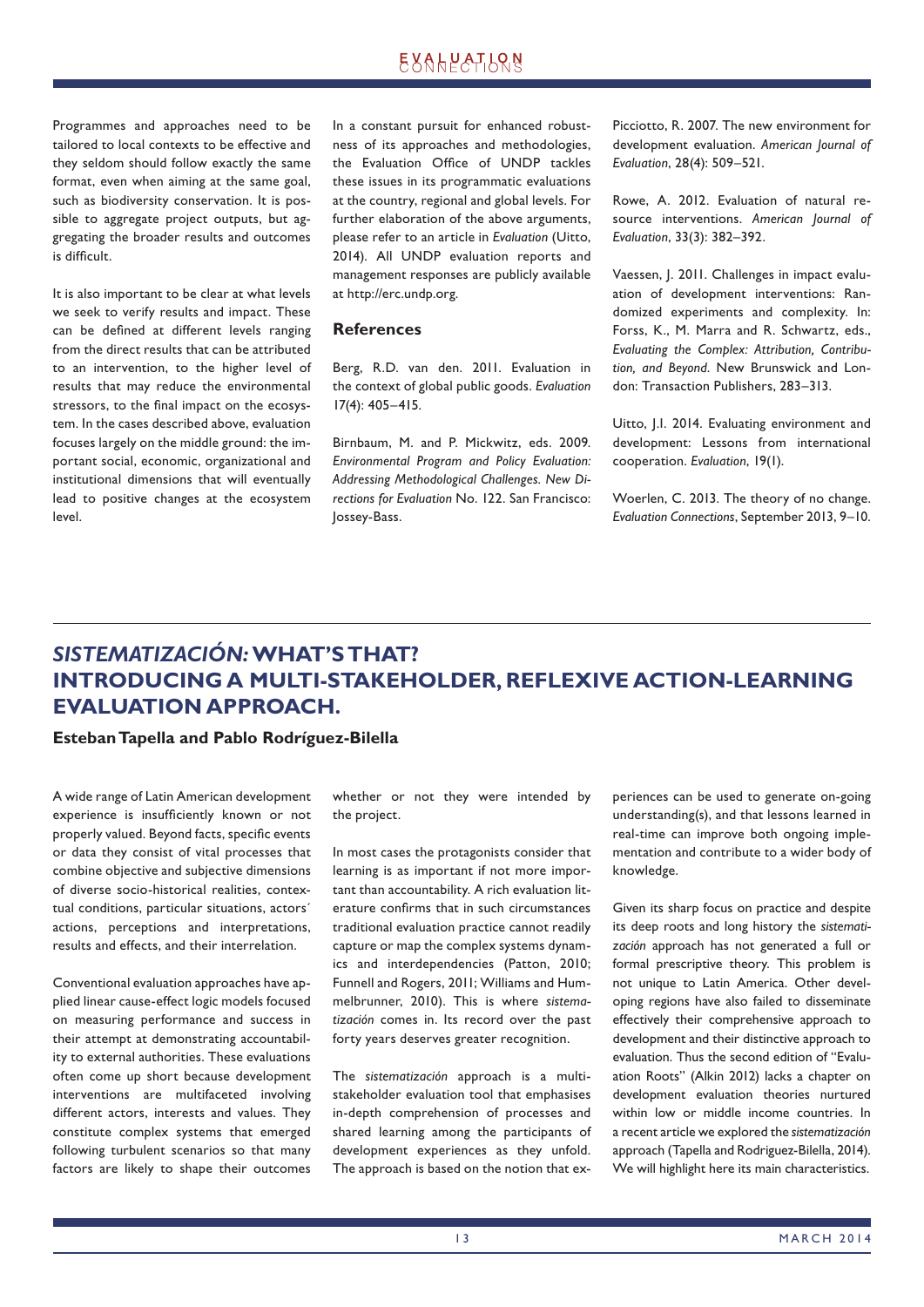Programmes and approaches need to be tailored to local contexts to be effective and they seldom should follow exactly the same format, even when aiming at the same goal, such as biodiversity conservation. It is possible to aggregate project outputs, but aggregating the broader results and outcomes is difficult.

It is also important to be clear at what levels we seek to verify results and impact. These can be defined at different levels ranging from the direct results that can be attributed to an intervention, to the higher level of results that may reduce the environmental stressors, to the final impact on the ecosystem. In the cases described above, evaluation focuses largely on the middle ground: the important social, economic, organizational and institutional dimensions that will eventually lead to positive changes at the ecosystem level.

In a constant pursuit for enhanced robustness of its approaches and methodologies, the Evaluation Office of UNDP tackles these issues in its programmatic evaluations at the country, regional and global levels. For further elaboration of the above arguments, please refer to an article in *Evaluation* (Uitto, 2014). All UNDP evaluation reports and management responses are publicly available at http://erc.undp.org.

### References

Berg, R.D. van den. 2011. Evaluation in the context of global public goods. *Evaluation* 17(4): 405–415.

Birnbaum, M. and P. Mickwitz, eds. 2009. *Environmental Program and Policy Evaluation: Addressing Methodological Challenges. New Directions for Evaluation* No. 122. San Francisco: Jossey-Bass.

Picciotto, R. 2007. The new environment for development evaluation. *American Journal of Evaluation*, 28(4): 509–521.

Rowe, A. 2012. Evaluation of natural resource interventions. *American Journal of Evaluation*, 33(3): 382–392.

Vaessen, J. 2011. Challenges in impact evaluation of development interventions: Randomized experiments and complexity. In: Forss, K., M. Marra and R. Schwartz, eds., *Evaluating the Complex: Attribution, Contribution, and Beyond*. New Brunswick and London: Transaction Publishers, 283–313.

Uitto, J.I. 2014. Evaluating environment and development: Lessons from international cooperation. *Evaluation*, 19(1).

Woerlen, C. 2013. The theory of no change. *Evaluation Connections*, September 2013, 9–10.

## *SISTEMATIZACIÓN:* WHAT'S THAT? INTRODUCING A MULTI-STAKEHOLDER, REFLEXIVE ACTION-LEARNING EVALUATION APPROACH.

**Esteban Tapella and Pablo Rodríguez-Bilella**

A wide range of Latin American development experience is insufficiently known or not properly valued. Beyond facts, specific events or data they consist of vital processes that combine objective and subjective dimensions of diverse socio-historical realities, contextual conditions, particular situations, actors´ actions, perceptions and interpretations, results and effects, and their interrelation.

Conventional evaluation approaches have applied linear cause-effect logic models focused on measuring performance and success in their attempt at demonstrating accountability to external authorities. These evaluations often come up short because development interventions are multifaceted involving different actors, interests and values. They constitute complex systems that emerged following turbulent scenarios so that many factors are likely to shape their outcomes whether or not they were intended by the project.

In most cases the protagonists consider that learning is as important if not more important than accountability. A rich evaluation literature confirms that in such circumstances traditional evaluation practice cannot readily capture or map the complex systems dynamics and interdependencies (Patton, 2010; Funnell and Rogers, 2011; Williams and Hummelbrunner, 2010). This is where *sistematización* comes in. Its record over the past forty years deserves greater recognition.

The *sistematización* approach is a multi-stakeholder evaluation tool that emphasises in-depth comprehension of processes and shared learning among the participants of development experiences as they unfold. The approach is based on the notion that experiences can be used to generate on-going understanding(s), and that lessons learned in real-time can improve both ongoing implementation and contribute to a wider body of knowledge.

Given its sharp focus on practice and despite its deep roots and long history the *sistematización* approach has not generated a full or formal prescriptive theory. This problem is not unique to Latin America. Other developing regions have also failed to disseminate effectively their comprehensive approach to development and their distinctive approach to evaluation. Thus the second edition of "Evaluation Roots" (Alkin 2012) lacks a chapter on development evaluation theories nurtured within low or middle income countries. In a recent article we explored the *sistematización* approach (Tapella and Rodriguez-Bilella, 2014). We will highlight here its main characteristics.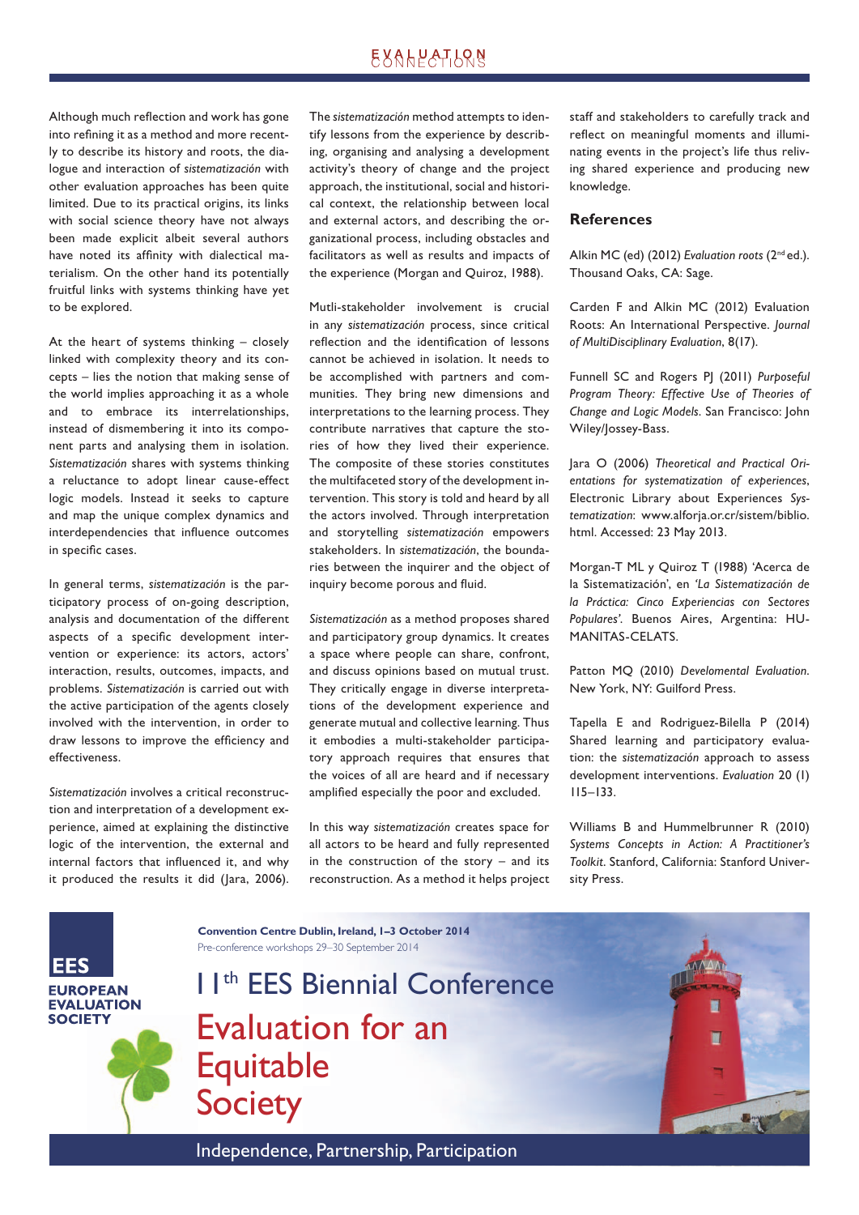Although much reflection and work has gone into refining it as a method and more recently to describe its history and roots, the dialogue and interaction of *sistematización* with other evaluation approaches has been quite limited. Due to its practical origins, its links with social science theory have not always been made explicit albeit several authors have noted its affinity with dialectical materialism. On the other hand its potentially fruitful links with systems thinking have yet to be explored.

At the heart of systems thinking – closely linked with complexity theory and its concepts – lies the notion that making sense of the world implies approaching it as a whole and to embrace its interrelationships, instead of dismembering it into its component parts and analysing them in isolation. *Sistematización* shares with systems thinking a reluctance to adopt linear cause-effect logic models. Instead it seeks to capture and map the unique complex dynamics and interdependencies that influence outcomes in specific cases.

In general terms, *sistematización* is the participatory process of on-going description, analysis and documentation of the different aspects of a specific development intervention or experience: its actors, actors' interaction, results, outcomes, impacts, and problems. *Sistematización* is carried out with the active participation of the agents closely involved with the intervention, in order to draw lessons to improve the efficiency and effectiveness.

*Sistematización* involves a critical reconstruction and interpretation of a development experience, aimed at explaining the distinctive logic of the intervention, the external and internal factors that influenced it, and why it produced the results it did (Jara, 2006).

The *sistematización* method attempts to identify lessons from the experience by describing, organising and analysing a development activity's theory of change and the project approach, the institutional, social and historical context, the relationship between local and external actors, and describing the organizational process, including obstacles and facilitators as well as results and impacts of the experience (Morgan and Quiroz, 1988).

Mutli-stakeholder involvement is crucial in any *sistematización* process, since critical reflection and the identification of lessons cannot be achieved in isolation. It needs to be accomplished with partners and communities. They bring new dimensions and interpretations to the learning process. They contribute narratives that capture the stories of how they lived their experience. The composite of these stories constitutes the multifaceted story of the development intervention. This story is told and heard by all the actors involved. Through interpretation and storytelling *sistematización* empowers stakeholders. In *sistematización*, the boundaries between the inquirer and the object of inquiry become porous and fluid.

*Sistematización* as a method proposes shared and participatory group dynamics. It creates a space where people can share, confront, and discuss opinions based on mutual trust. They critically engage in diverse interpretations of the development experience and generate mutual and collective learning. Thus it embodies a multi-stakeholder participatory approach requires that ensures that the voices of all are heard and if necessary amplified especially the poor and excluded.

In this way *sistematización* creates space for all actors to be heard and fully represented in the construction of the story – and its reconstruction. As a method it helps project staff and stakeholders to carefully track and reflect on meaningful moments and illuminating events in the project's life thus reliving shared experience and producing new knowledge.

## References

Alkin MC (ed) (2012) *Evaluation roots* (2nd ed.). Thousand Oaks, CA: Sage.

Carden F and Alkin MC (2012) Evaluation Roots: An International Perspective. *Journal of MultiDisciplinary Evaluation*, 8(17).

Funnell SC and Rogers PJ (2011) *Purposeful Program Theory: Effective Use of Theories of Change and Logic Models*. San Francisco: John Wiley/Jossey-Bass.

Jara O (2006) *Theoretical and Practical Orientations for systematization of experiences*, Electronic Library about Experiences *Systematization*: www.alforja.or.cr/sistem/biblio.html. Accessed: 23 May 2013.

Morgan-T ML y Quiroz T (1988) 'Acerca de la Sistematización', en *'La Sistematización de la Práctica: Cinco Experiencias con Sectores Populares'*. Buenos Aires, Argentina: HUMANITAS-CELATS.

Patton MQ (2010) *Develomental Evaluation*. New York, NY: Guilford Press.

Tapella E and Rodriguez-Bilella P (2014) Shared learning and participatory evaluation: the *sistematización* approach to assess development interventions. *Evaluation* 20 (1) 115–133.

Williams B and Hummelbrunner R (2010) *Systems Concepts in Action: A Practitioner's Toolkit*. Stanford, California: Stanford University Press.

EES
EUROPEAN EVALUATION SOCIETY

**Convention Centre Dublin, Ireland, 1–3 October 2014**
Pre-conference workshops 29–30 September 2014

11th EES Biennial Conference

Evaluation for an Equitable Society

Independence, Partnership, Participation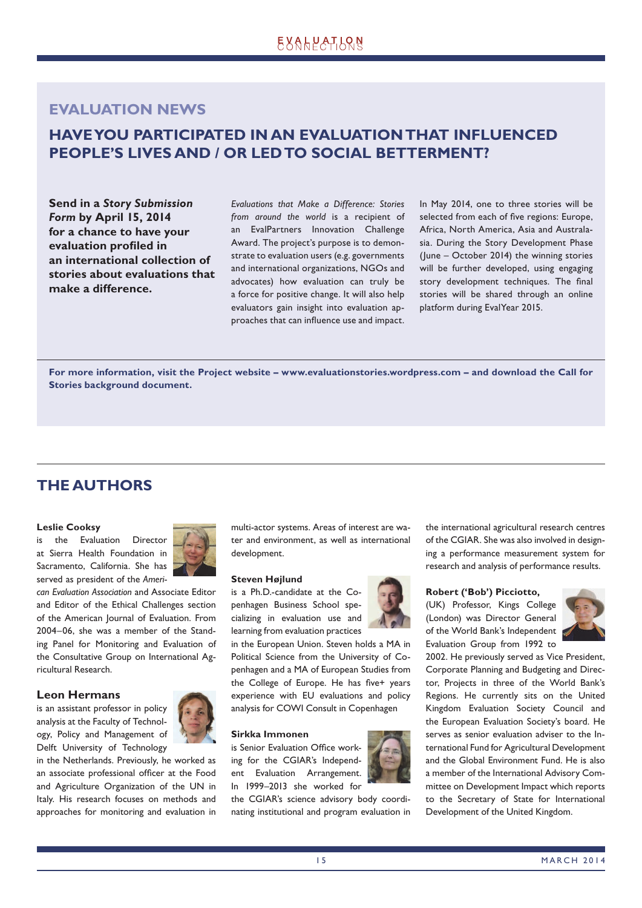## EVALUATION NEWS

## HAVE YOU PARTICIPATED IN AN EVALUATION THAT INFLUENCED PEOPLE'S LIVES AND / OR LED TO SOCIAL BETTERMENT?

**Send in a *Story Submission Form* by April 15, 2014 for a chance to have your evaluation profiled in an international collection of stories about evaluations that make a difference.**

*Evaluations that Make a Difference: Stories from around the world* is a recipient of an EvalPartners Innovation Challenge Award. The project's purpose is to demonstrate to evaluation users (e.g. governments and international organizations, NGOs and advocates) how evaluation can truly be a force for positive change. It will also help evaluators gain insight into evaluation approaches that can influence use and impact.

In May 2014, one to three stories will be selected from each of five regions: Europe, Africa, North America, Asia and Australasia. During the Story Development Phase (June – October 2014) the winning stories will be further developed, using engaging story development techniques. The final stories will be shared through an online platform during EvalYear 2015.

**For more information, visit the Project website – www.evaluationstories.wordpress.com – and download the Call for Stories background document.**

## THE AUTHORS

**Leslie Cooksy**
is the Evaluation Director at Sierra Health Foundation in Sacramento, California. She has served as president of the *American Evaluation Association* and Associate Editor and Editor of the Ethical Challenges section of the American Journal of Evaluation. From 2004–06, she was a member of the Standing Panel for Monitoring and Evaluation of the Consultative Group on International Agricultural Research.

**Leon Hermans**
is an assistant professor in policy analysis at the Faculty of Technology, Policy and Management of Delft University of Technology in the Netherlands. Previously, he worked as an associate professional officer at the Food and Agriculture Organization of the UN in Italy. His research focuses on methods and approaches for monitoring and evaluation in multi-actor systems. Areas of interest are water and environment, as well as international development.

**Steven Højlund**
is a Ph.D.-candidate at the Copenhagen Business School specializing in evaluation use and learning from evaluation practices in the European Union. Steven holds a MA in Political Science from the University of Copenhagen and a MA of European Studies from the College of Europe. He has five+ years experience with EU evaluations and policy analysis for COWI Consult in Copenhagen

**Sirkka Immonen**
is Senior Evaluation Office working for the CGIAR's Independent Evaluation Arrangement. In 1999–2013 she worked for the CGIAR's science advisory body coordinating institutional and program evaluation in the international agricultural research centres of the CGIAR. She was also involved in designing a performance measurement system for research and analysis of performance results.

**Robert ('Bob') Picciotto,**
(UK) Professor, Kings College (London) was Director General of the World Bank's Independent Evaluation Group from 1992 to 2002. He previously served as Vice President, Corporate Planning and Budgeting and Director, Projects in three of the World Bank's Regions. He currently sits on the United Kingdom Evaluation Society Council and the European Evaluation Society's board. He serves as senior evaluation adviser to the International Fund for Agricultural Development and the Global Environment Fund. He is also a member of the International Advisory Committee on Development Impact which reports to the Secretary of State for International Development of the United Kingdom.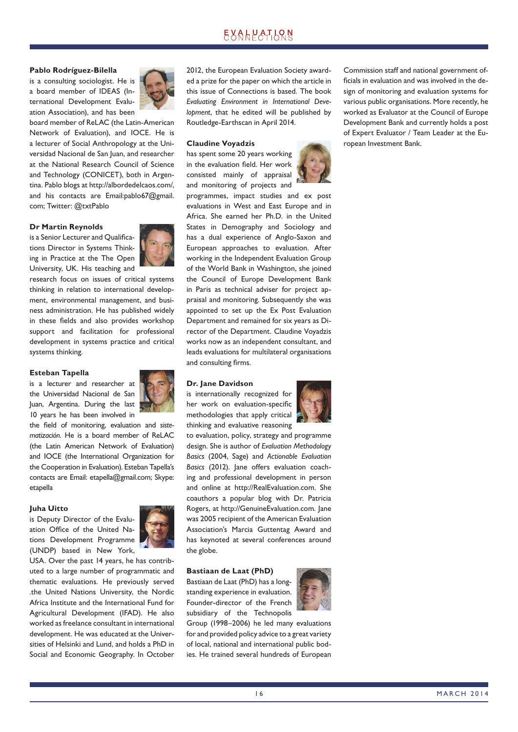**Pablo Rodríguez-Bilella** is a consulting sociologist. He is a board member of IDEAS (International Development Evaluation Association), and has been board member of ReLAC (the Latin-American Network of Evaluation), and IOCE. He is a lecturer of Social Anthropology at the Universidad Nacional de San Juan, and researcher at the National Research Council of Science and Technology (CONICET), both in Argentina. Pablo blogs at http://albordedelcaos.com/, and his contacts are Email:pablo67@gmail.com; Twitter: @txtPablo

**Dr Martin Reynolds** is a Senior Lecturer and Qualifications Director in Systems Thinking in Practice at the The Open University, UK. His teaching and research focus on issues of critical systems thinking in relation to international development, environmental management, and business administration. He has published widely in these fields and also provides workshop support and facilitation for professional development in systems practice and critical systems thinking.

**Esteban Tapella** is a lecturer and researcher at the Universidad Nacional de San Juan, Argentina. During the last 10 years he has been involved in the field of monitoring, evaluation and *sistematización*. He is a board member of ReLAC (the Latin American Network of Evaluation) and IOCE (the International Organization for the Cooperation in Evaluation). Esteban Tapella's contacts are Email: etapella@gmail.com; Skype: etapella

**Juha Uitto** is Deputy Director of the Evaluation Office of the United Nations Development Programme (UNDP) based in New York, USA. Over the past 14 years, he has contributed to a large number of programmatic and thematic evaluations. He previously served .the United Nations University, the Nordic Africa Institute and the International Fund for Agricultural Development (IFAD). He also worked as freelance consultant in international development. He was educated at the Universities of Helsinki and Lund, and holds a PhD in Social and Economic Geography. In October 2012, the European Evaluation Society awarded a prize for the paper on which the article in this issue of Connections is based. The book *Evaluating Environment in International Development*, that he edited will be published by Routledge-Earthscan in April 2014.

**Claudine Voyadzis** has spent some 20 years working in the evaluation field. Her work consisted mainly of appraisal and monitoring of projects and programmes, impact studies and ex post evaluations in West and East Europe and in Africa. She earned her Ph.D. in the United States in Demography and Sociology and has a dual experience of Anglo-Saxon and European approaches to evaluation. After working in the Independent Evaluation Group of the World Bank in Washington, she joined the Council of Europe Development Bank in Paris as technical adviser for project appraisal and monitoring. Subsequently she was appointed to set up the Ex Post Evaluation Department and remained for six years as Director of the Department. Claudine Voyadzis works now as an independent consultant, and leads evaluations for multilateral organisations and consulting firms.

**Dr. Jane Davidson** is internationally recognized for her work on evaluation-specific methodologies that apply critical thinking and evaluative reasoning to evaluation, policy, strategy and programme design. She is author of *Evaluation Methodology Basics* (2004, Sage) and *Actionable Evaluation Basics* (2012). Jane offers evaluation coaching and professional development in person and online at http://RealEvaluation.com. She coauthors a popular blog with Dr. Patricia Rogers, at http://GenuineEvaluation.com. Jane was 2005 recipient of the American Evaluation Association's Marcia Guttentag Award and has keynoted at several conferences around the globe.

**Bastiaan de Laat (PhD)**
Bastiaan de Laat (PhD) has a longstanding experience in evaluation. Founder-director of the French subsidiary of the Technopolis Group (1998–2006) he led many evaluations for and provided policy advice to a great variety of local, national and international public bodies. He trained several hundreds of European Commission staff and national government officials in evaluation and was involved in the design of monitoring and evaluation systems for various public organisations. More recently, he worked as Evaluator at the Council of Europe Development Bank and currently holds a post of Expert Evaluator / Team Leader at the European Investment Bank.